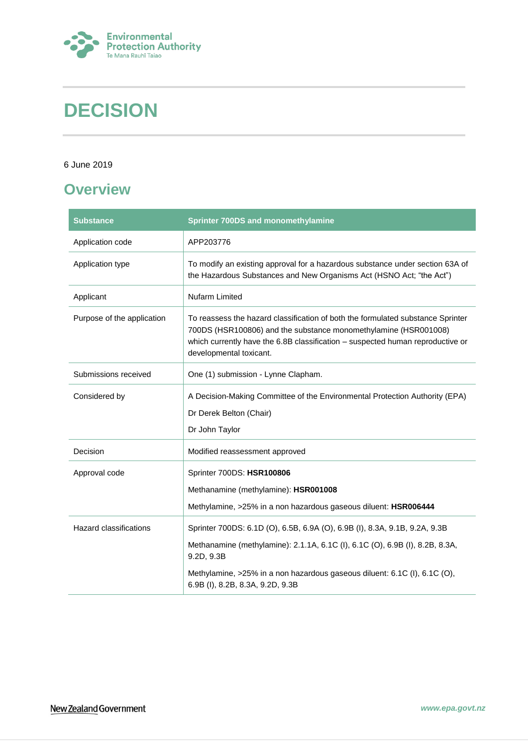Environmental Protection Authority
Te Mana Rauhī Taiao

# DECISION

6 June 2019

## Overview

| Substance | Sprinter 700DS and monomethylamine |
|---|---|
| Application code | APP203776 |
| Application type | To modify an existing approval for a hazardous substance under section 63A of the Hazardous Substances and New Organisms Act (HSNO Act; "the Act") |
| Applicant | Nufarm Limited |
| Purpose of the application | To reassess the hazard classification of both the formulated substance Sprinter 700DS (HSR100806) and the substance monomethylamine (HSR001008) which currently have the 6.8B classification – suspected human reproductive or developmental toxicant. |
| Submissions received | One (1) submission - Lynne Clapham. |
| Considered by | A Decision-Making Committee of the Environmental Protection Authority (EPA)<br>Dr Derek Belton (Chair)<br>Dr John Taylor |
| Decision | Modified reassessment approved |
| Approval code | Sprinter 700DS: **HSR100806**<br>Methanamine (methylamine): **HSR001008**<br>Methylamine, >25% in a non hazardous gaseous diluent: **HSR006444** |
| Hazard classifications | Sprinter 700DS: 6.1D (O), 6.5B, 6.9A (O), 6.9B (I), 8.3A, 9.1B, 9.2A, 9.3B<br>Methanamine (methylamine): 2.1.1A, 6.1C (I), 6.1C (O), 6.9B (I), 8.2B, 8.3A, 9.2D, 9.3B<br>Methylamine, >25% in a non hazardous gaseous diluent: 6.1C (I), 6.1C (O), 6.9B (I), 8.2B, 8.3A, 9.2D, 9.3B |

New Zealand Government

www.epa.govt.nz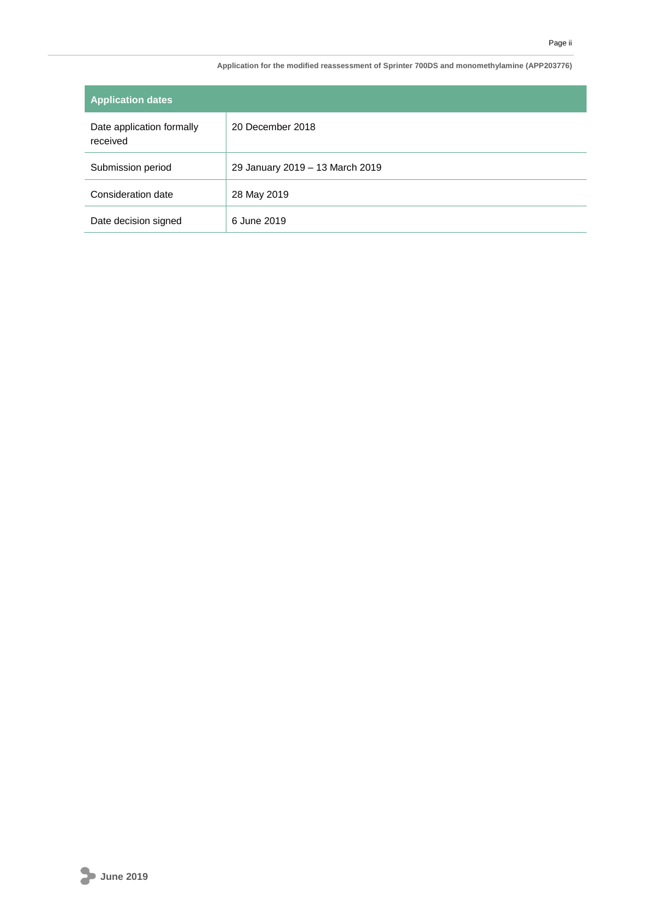| Application dates | |
|---|---|
| Date application formally received | 20 December 2018 |
| Submission period | 29 January 2019 – 13 March 2019 |
| Consideration date | 28 May 2019 |
| Date decision signed | 6 June 2019 |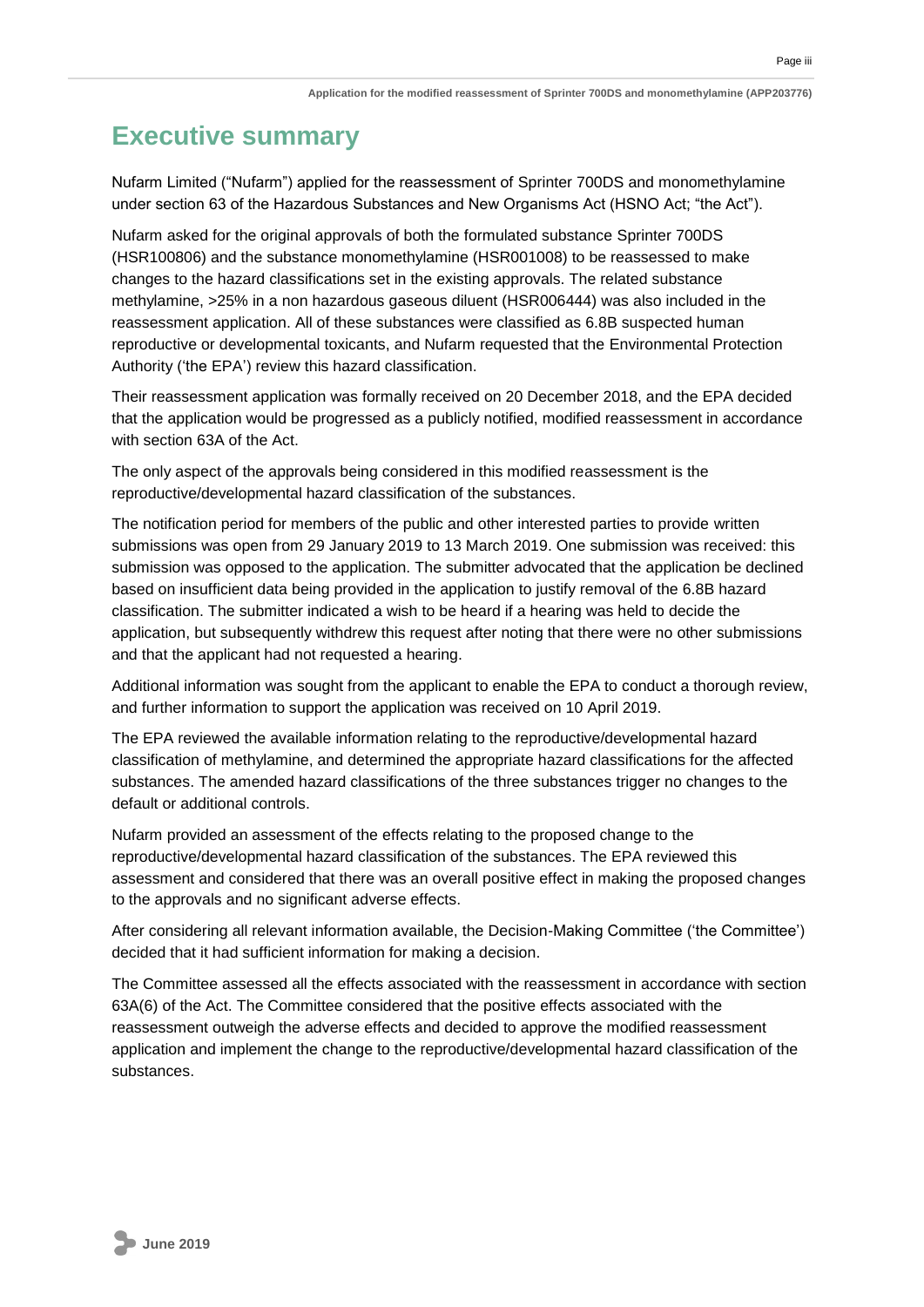# Executive summary

Nufarm Limited ("Nufarm") applied for the reassessment of Sprinter 700DS and monomethylamine under section 63 of the Hazardous Substances and New Organisms Act (HSNO Act; "the Act").

Nufarm asked for the original approvals of both the formulated substance Sprinter 700DS (HSR100806) and the substance monomethylamine (HSR001008) to be reassessed to make changes to the hazard classifications set in the existing approvals. The related substance methylamine, >25% in a non hazardous gaseous diluent (HSR006444) was also included in the reassessment application. All of these substances were classified as 6.8B suspected human reproductive or developmental toxicants, and Nufarm requested that the Environmental Protection Authority ('the EPA') review this hazard classification.

Their reassessment application was formally received on 20 December 2018, and the EPA decided that the application would be progressed as a publicly notified, modified reassessment in accordance with section 63A of the Act.

The only aspect of the approvals being considered in this modified reassessment is the reproductive/developmental hazard classification of the substances.

The notification period for members of the public and other interested parties to provide written submissions was open from 29 January 2019 to 13 March 2019. One submission was received: this submission was opposed to the application. The submitter advocated that the application be declined based on insufficient data being provided in the application to justify removal of the 6.8B hazard classification. The submitter indicated a wish to be heard if a hearing was held to decide the application, but subsequently withdrew this request after noting that there were no other submissions and that the applicant had not requested a hearing.

Additional information was sought from the applicant to enable the EPA to conduct a thorough review, and further information to support the application was received on 10 April 2019.

The EPA reviewed the available information relating to the reproductive/developmental hazard classification of methylamine, and determined the appropriate hazard classifications for the affected substances. The amended hazard classifications of the three substances trigger no changes to the default or additional controls.

Nufarm provided an assessment of the effects relating to the proposed change to the reproductive/developmental hazard classification of the substances. The EPA reviewed this assessment and considered that there was an overall positive effect in making the proposed changes to the approvals and no significant adverse effects.

After considering all relevant information available, the Decision-Making Committee ('the Committee') decided that it had sufficient information for making a decision.

The Committee assessed all the effects associated with the reassessment in accordance with section 63A(6) of the Act. The Committee considered that the positive effects associated with the reassessment outweigh the adverse effects and decided to approve the modified reassessment application and implement the change to the reproductive/developmental hazard classification of the substances.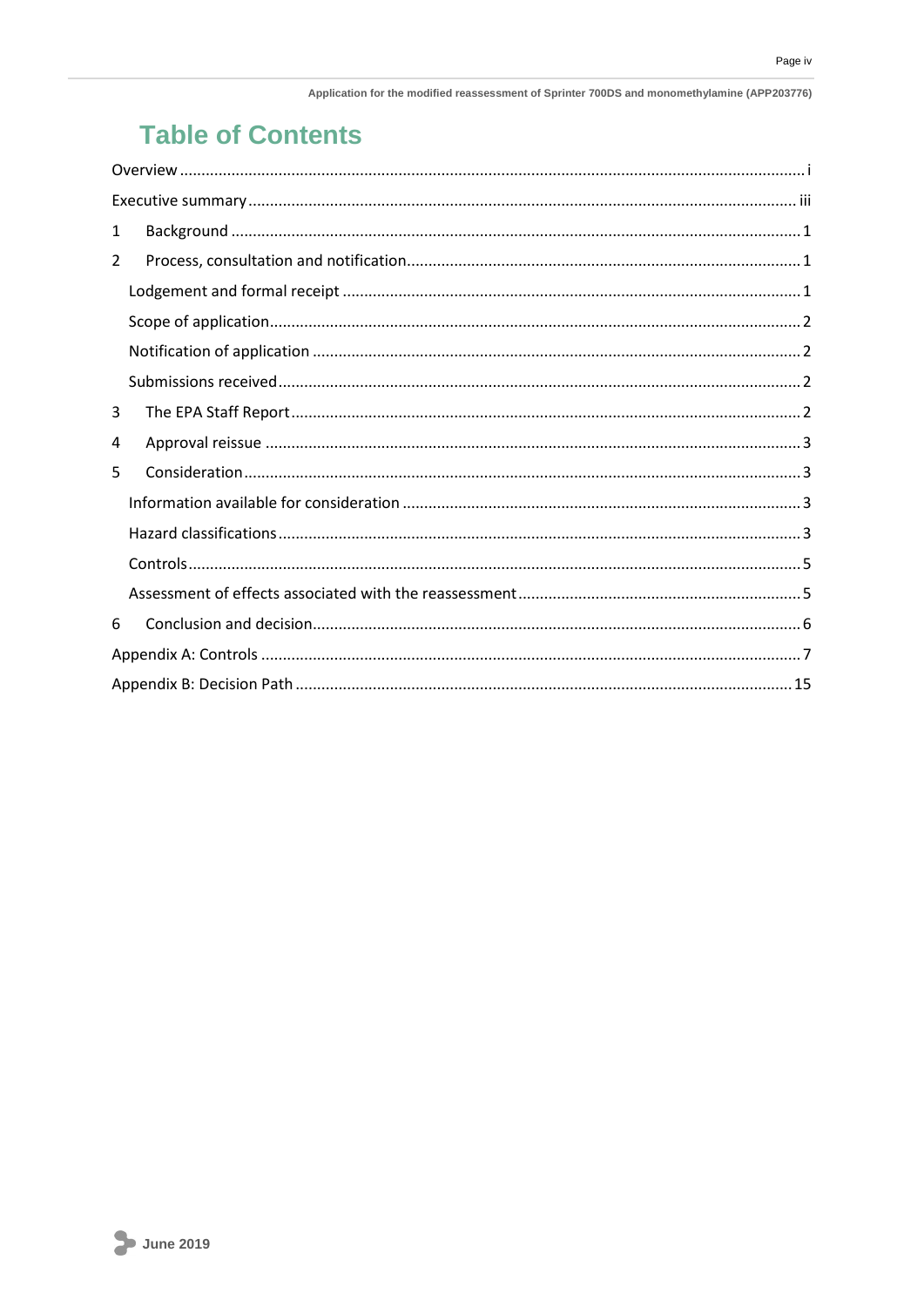# Table of Contents

Overview ..... i

Executive summary ..... iii

1 Background ..... 1

2 Process, consultation and notification ..... 1

- Lodgement and formal receipt ..... 1
- Scope of application ..... 2
- Notification of application ..... 2
- Submissions received ..... 2

3 The EPA Staff Report ..... 2

4 Approval reissue ..... 3

5 Consideration ..... 3

- Information available for consideration ..... 3
- Hazard classifications ..... 3
- Controls ..... 5
- Assessment of effects associated with the reassessment ..... 5

6 Conclusion and decision ..... 6

Appendix A: Controls ..... 7

Appendix B: Decision Path ..... 15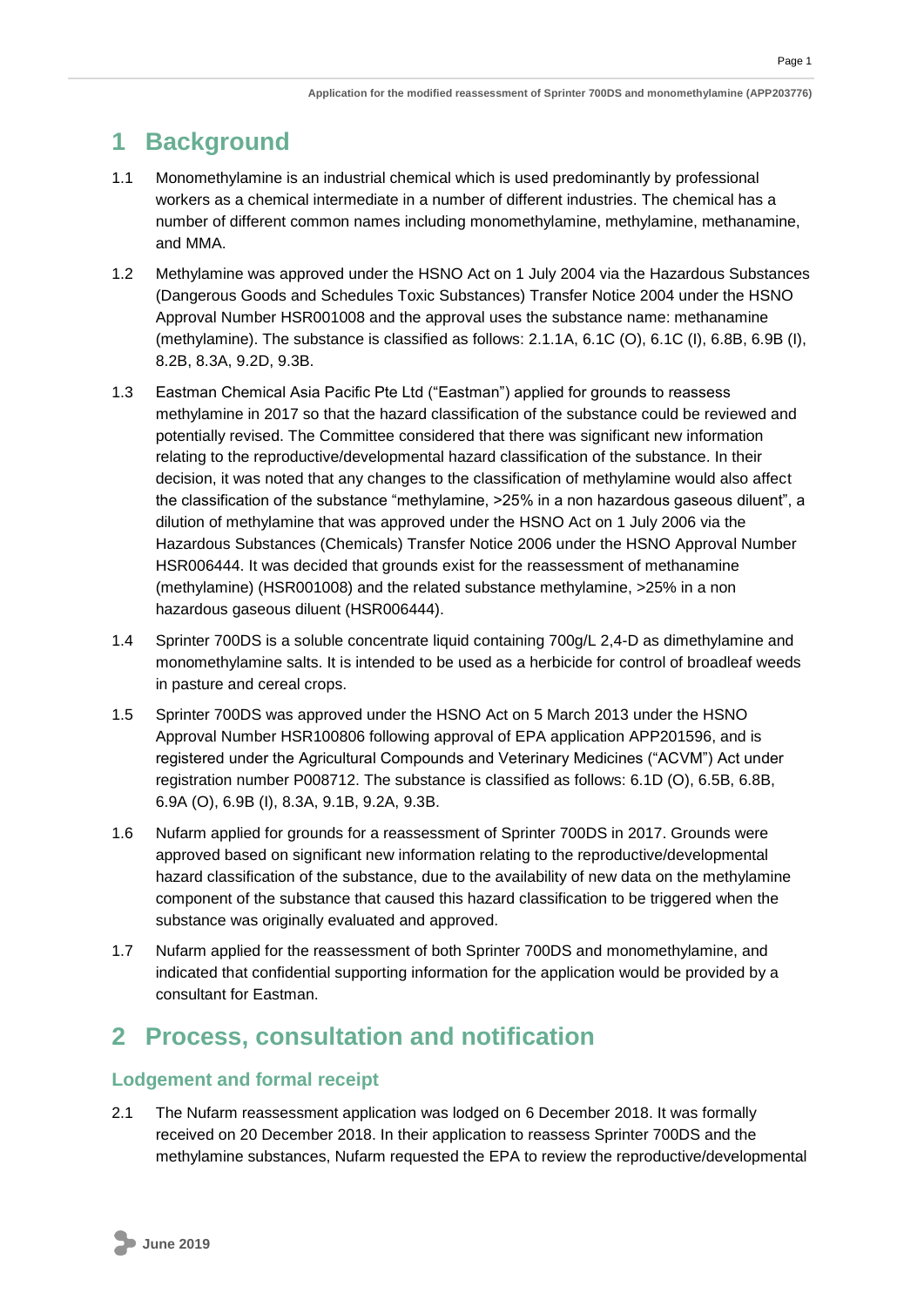// Header "Page 1", running title, and "June 2019" footer omitted as page furniture.
# 1 Background

1.1 Monomethylamine is an industrial chemical which is used predominantly by professional workers as a chemical intermediate in a number of different industries. The chemical has a number of different common names including monomethylamine, methylamine, methanamine, and MMA.

1.2 Methylamine was approved under the HSNO Act on 1 July 2004 via the Hazardous Substances (Dangerous Goods and Schedules Toxic Substances) Transfer Notice 2004 under the HSNO Approval Number HSR001008 and the approval uses the substance name: methanamine (methylamine). The substance is classified as follows: 2.1.1A, 6.1C (O), 6.1C (I), 6.8B, 6.9B (I), 8.2B, 8.3A, 9.2D, 9.3B.

1.3 Eastman Chemical Asia Pacific Pte Ltd ("Eastman") applied for grounds to reassess methylamine in 2017 so that the hazard classification of the substance could be reviewed and potentially revised. The Committee considered that there was significant new information relating to the reproductive/developmental hazard classification of the substance. In their decision, it was noted that any changes to the classification of methylamine would also affect the classification of the substance "methylamine, >25% in a non hazardous gaseous diluent", a dilution of methylamine that was approved under the HSNO Act on 1 July 2006 via the Hazardous Substances (Chemicals) Transfer Notice 2006 under the HSNO Approval Number HSR006444. It was decided that grounds exist for the reassessment of methanamine (methylamine) (HSR001008) and the related substance methylamine, >25% in a non hazardous gaseous diluent (HSR006444).

1.4 Sprinter 700DS is a soluble concentrate liquid containing 700g/L 2,4-D as dimethylamine and monomethylamine salts. It is intended to be used as a herbicide for control of broadleaf weeds in pasture and cereal crops.

1.5 Sprinter 700DS was approved under the HSNO Act on 5 March 2013 under the HSNO Approval Number HSR100806 following approval of EPA application APP201596, and is registered under the Agricultural Compounds and Veterinary Medicines ("ACVM") Act under registration number P008712. The substance is classified as follows: 6.1D (O), 6.5B, 6.8B, 6.9A (O), 6.9B (I), 8.3A, 9.1B, 9.2A, 9.3B.

1.6 Nufarm applied for grounds for a reassessment of Sprinter 700DS in 2017. Grounds were approved based on significant new information relating to the reproductive/developmental hazard classification of the substance, due to the availability of new data on the methylamine component of the substance that caused this hazard classification to be triggered when the substance was originally evaluated and approved.

1.7 Nufarm applied for the reassessment of both Sprinter 700DS and monomethylamine, and indicated that confidential supporting information for the application would be provided by a consultant for Eastman.

# 2 Process, consultation and notification

## Lodgement and formal receipt

2.1 The Nufarm reassessment application was lodged on 6 December 2018. It was formally received on 20 December 2018. In their application to reassess Sprinter 700DS and the methylamine substances, Nufarm requested the EPA to review the reproductive/developmental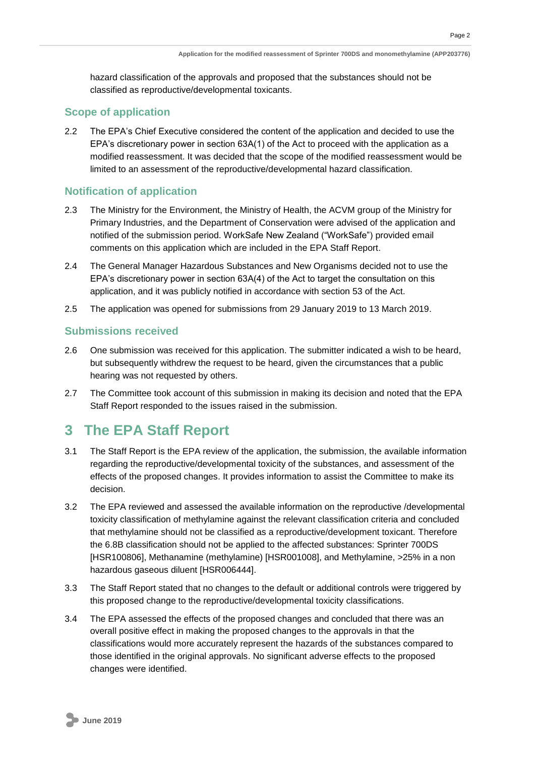hazard classification of the approvals and proposed that the substances should not be classified as reproductive/developmental toxicants.

### Scope of application

2.2 The EPA's Chief Executive considered the content of the application and decided to use the EPA's discretionary power in section 63A(1) of the Act to proceed with the application as a modified reassessment. It was decided that the scope of the modified reassessment would be limited to an assessment of the reproductive/developmental hazard classification.

### Notification of application

2.3 The Ministry for the Environment, the Ministry of Health, the ACVM group of the Ministry for Primary Industries, and the Department of Conservation were advised of the application and notified of the submission period. WorkSafe New Zealand ("WorkSafe") provided email comments on this application which are included in the EPA Staff Report.

2.4 The General Manager Hazardous Substances and New Organisms decided not to use the EPA's discretionary power in section 63A(4) of the Act to target the consultation on this application, and it was publicly notified in accordance with section 53 of the Act.

2.5 The application was opened for submissions from 29 January 2019 to 13 March 2019.

### Submissions received

2.6 One submission was received for this application. The submitter indicated a wish to be heard, but subsequently withdrew the request to be heard, given the circumstances that a public hearing was not requested by others.

2.7 The Committee took account of this submission in making its decision and noted that the EPA Staff Report responded to the issues raised in the submission.

## 3 The EPA Staff Report

3.1 The Staff Report is the EPA review of the application, the submission, the available information regarding the reproductive/developmental toxicity of the substances, and assessment of the effects of the proposed changes. It provides information to assist the Committee to make its decision.

3.2 The EPA reviewed and assessed the available information on the reproductive /developmental toxicity classification of methylamine against the relevant classification criteria and concluded that methylamine should not be classified as a reproductive/development toxicant. Therefore the 6.8B classification should not be applied to the affected substances: Sprinter 700DS [HSR100806], Methanamine (methylamine) [HSR001008], and Methylamine, >25% in a non hazardous gaseous diluent [HSR006444].

3.3 The Staff Report stated that no changes to the default or additional controls were triggered by this proposed change to the reproductive/developmental toxicity classifications.

3.4 The EPA assessed the effects of the proposed changes and concluded that there was an overall positive effect in making the proposed changes to the approvals in that the classifications would more accurately represent the hazards of the substances compared to those identified in the original approvals. No significant adverse effects to the proposed changes were identified.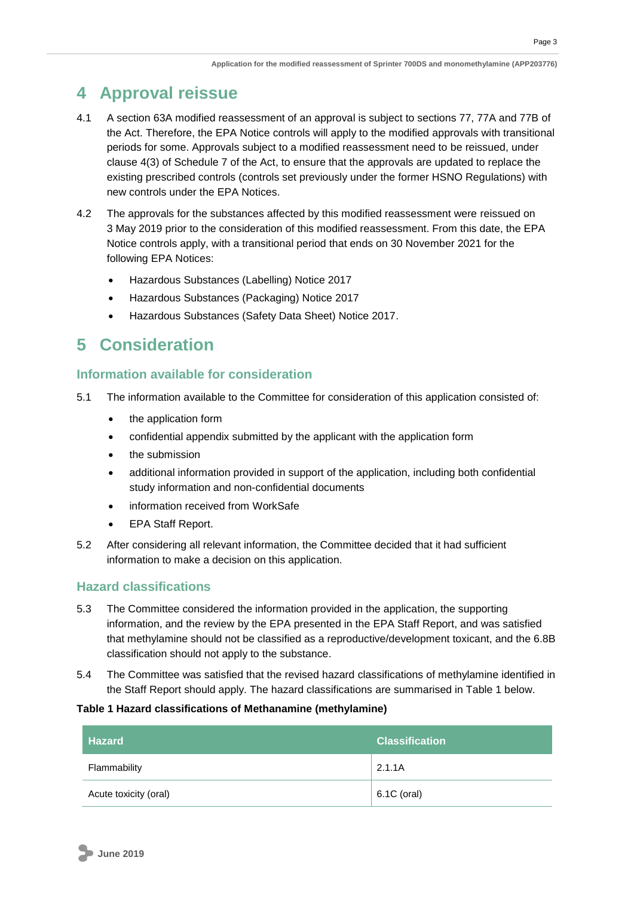# 4 Approval reissue

4.1 A section 63A modified reassessment of an approval is subject to sections 77, 77A and 77B of the Act. Therefore, the EPA Notice controls will apply to the modified approvals with transitional periods for some. Approvals subject to a modified reassessment need to be reissued, under clause 4(3) of Schedule 7 of the Act, to ensure that the approvals are updated to replace the existing prescribed controls (controls set previously under the former HSNO Regulations) with new controls under the EPA Notices.

4.2 The approvals for the substances affected by this modified reassessment were reissued on 3 May 2019 prior to the consideration of this modified reassessment. From this date, the EPA Notice controls apply, with a transitional period that ends on 30 November 2021 for the following EPA Notices:

- Hazardous Substances (Labelling) Notice 2017
- Hazardous Substances (Packaging) Notice 2017
- Hazardous Substances (Safety Data Sheet) Notice 2017.

# 5 Consideration

## Information available for consideration

5.1 The information available to the Committee for consideration of this application consisted of:

- the application form
- confidential appendix submitted by the applicant with the application form
- the submission
- additional information provided in support of the application, including both confidential study information and non-confidential documents
- information received from WorkSafe
- EPA Staff Report.

5.2 After considering all relevant information, the Committee decided that it had sufficient information to make a decision on this application.

## Hazard classifications

5.3 The Committee considered the information provided in the application, the supporting information, and the review by the EPA presented in the EPA Staff Report, and was satisfied that methylamine should not be classified as a reproductive/development toxicant, and the 6.8B classification should not apply to the substance.

5.4 The Committee was satisfied that the revised hazard classifications of methylamine identified in the Staff Report should apply. The hazard classifications are summarised in Table 1 below.

**Table 1 Hazard classifications of Methanamine (methylamine)**

| Hazard | Classification |
|---|---|
| Flammability | 2.1.1A |
| Acute toxicity (oral) | 6.1C (oral) |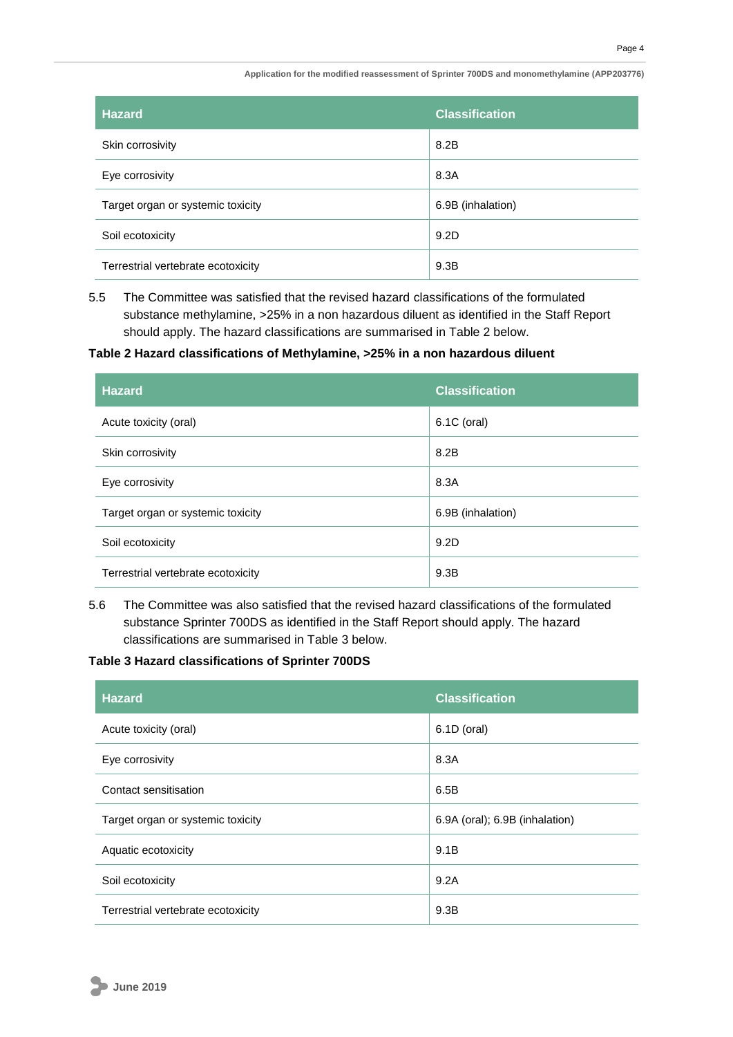| Hazard | Classification |
| --- | --- |
| Skin corrosivity | 8.2B |
| Eye corrosivity | 8.3A |
| Target organ or systemic toxicity | 6.9B (inhalation) |
| Soil ecotoxicity | 9.2D |
| Terrestrial vertebrate ecotoxicity | 9.3B |

5.5 The Committee was satisfied that the revised hazard classifications of the formulated substance methylamine, >25% in a non hazardous diluent as identified in the Staff Report should apply. The hazard classifications are summarised in Table 2 below.

**Table 2 Hazard classifications of Methylamine, >25% in a non hazardous diluent**

| Hazard | Classification |
| --- | --- |
| Acute toxicity (oral) | 6.1C (oral) |
| Skin corrosivity | 8.2B |
| Eye corrosivity | 8.3A |
| Target organ or systemic toxicity | 6.9B (inhalation) |
| Soil ecotoxicity | 9.2D |
| Terrestrial vertebrate ecotoxicity | 9.3B |

5.6 The Committee was also satisfied that the revised hazard classifications of the formulated substance Sprinter 700DS as identified in the Staff Report should apply. The hazard classifications are summarised in Table 3 below.

**Table 3 Hazard classifications of Sprinter 700DS**

| Hazard | Classification |
| --- | --- |
| Acute toxicity (oral) | 6.1D (oral) |
| Eye corrosivity | 8.3A |
| Contact sensitisation | 6.5B |
| Target organ or systemic toxicity | 6.9A (oral); 6.9B (inhalation) |
| Aquatic ecotoxicity | 9.1B |
| Soil ecotoxicity | 9.2A |
| Terrestrial vertebrate ecotoxicity | 9.3B |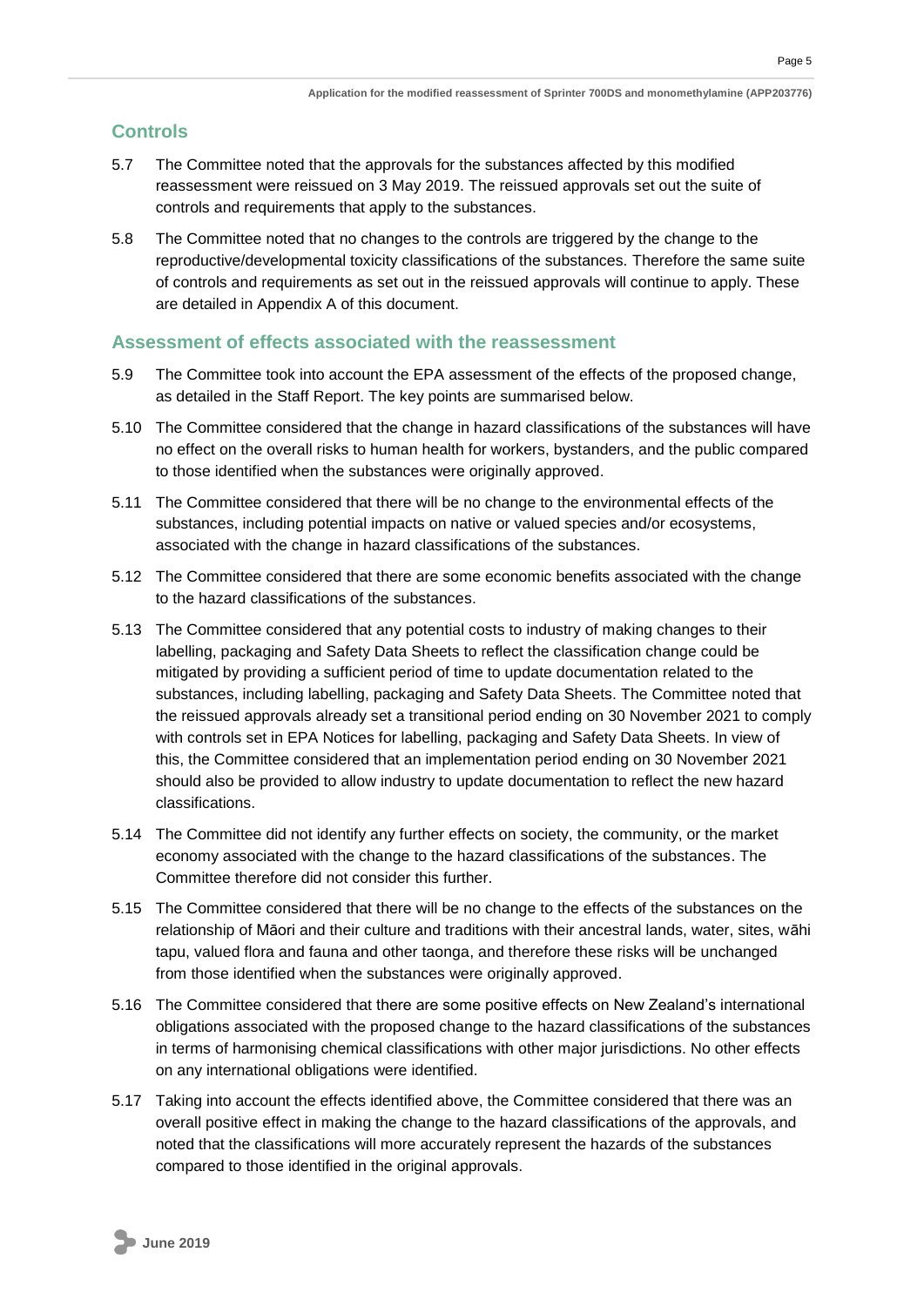## Controls

5.7 The Committee noted that the approvals for the substances affected by this modified reassessment were reissued on 3 May 2019. The reissued approvals set out the suite of controls and requirements that apply to the substances.

5.8 The Committee noted that no changes to the controls are triggered by the change to the reproductive/developmental toxicity classifications of the substances. Therefore the same suite of controls and requirements as set out in the reissued approvals will continue to apply. These are detailed in Appendix A of this document.

## Assessment of effects associated with the reassessment

5.9 The Committee took into account the EPA assessment of the effects of the proposed change, as detailed in the Staff Report. The key points are summarised below.

5.10 The Committee considered that the change in hazard classifications of the substances will have no effect on the overall risks to human health for workers, bystanders, and the public compared to those identified when the substances were originally approved.

5.11 The Committee considered that there will be no change to the environmental effects of the substances, including potential impacts on native or valued species and/or ecosystems, associated with the change in hazard classifications of the substances.

5.12 The Committee considered that there are some economic benefits associated with the change to the hazard classifications of the substances.

5.13 The Committee considered that any potential costs to industry of making changes to their labelling, packaging and Safety Data Sheets to reflect the classification change could be mitigated by providing a sufficient period of time to update documentation related to the substances, including labelling, packaging and Safety Data Sheets. The Committee noted that the reissued approvals already set a transitional period ending on 30 November 2021 to comply with controls set in EPA Notices for labelling, packaging and Safety Data Sheets. In view of this, the Committee considered that an implementation period ending on 30 November 2021 should also be provided to allow industry to update documentation to reflect the new hazard classifications.

5.14 The Committee did not identify any further effects on society, the community, or the market economy associated with the change to the hazard classifications of the substances. The Committee therefore did not consider this further.

5.15 The Committee considered that there will be no change to the effects of the substances on the relationship of Māori and their culture and traditions with their ancestral lands, water, sites, wāhi tapu, valued flora and fauna and other taonga, and therefore these risks will be unchanged from those identified when the substances were originally approved.

5.16 The Committee considered that there are some positive effects on New Zealand's international obligations associated with the proposed change to the hazard classifications of the substances in terms of harmonising chemical classifications with other major jurisdictions. No other effects on any international obligations were identified.

5.17 Taking into account the effects identified above, the Committee considered that there was an overall positive effect in making the change to the hazard classifications of the approvals, and noted that the classifications will more accurately represent the hazards of the substances compared to those identified in the original approvals.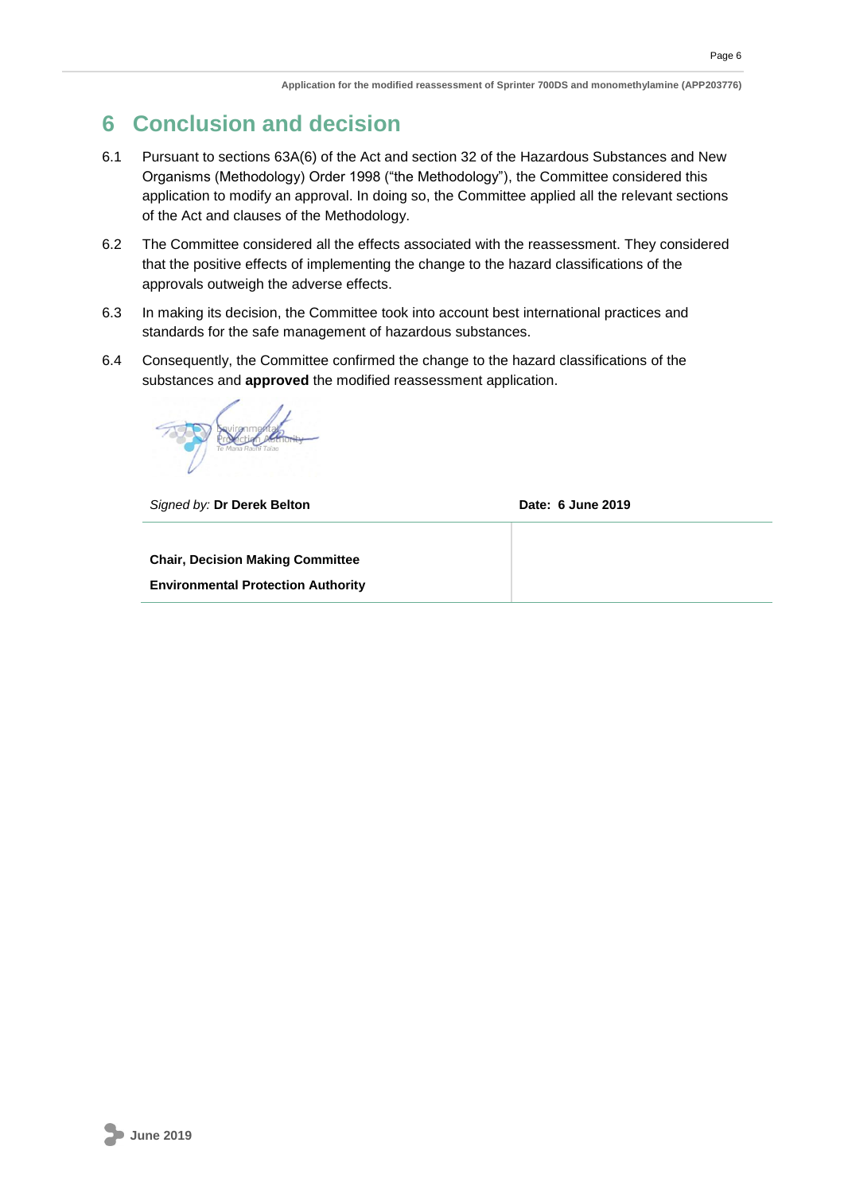# 6 Conclusion and decision

6.1 Pursuant to sections 63A(6) of the Act and section 32 of the Hazardous Substances and New Organisms (Methodology) Order 1998 ("the Methodology"), the Committee considered this application to modify an approval. In doing so, the Committee applied all the relevant sections of the Act and clauses of the Methodology.

6.2 The Committee considered all the effects associated with the reassessment. They considered that the positive effects of implementing the change to the hazard classifications of the approvals outweigh the adverse effects.

6.3 In making its decision, the Committee took into account best international practices and standards for the safe management of hazardous substances.

6.4 Consequently, the Committee confirmed the change to the hazard classifications of the substances and **approved** the modified reassessment application.

| *Signed by:* **Dr Derek Belton** | **Date: 6 June 2019** |
|---|---|
| **Chair, Decision Making Committee**<br>**Environmental Protection Authority** | |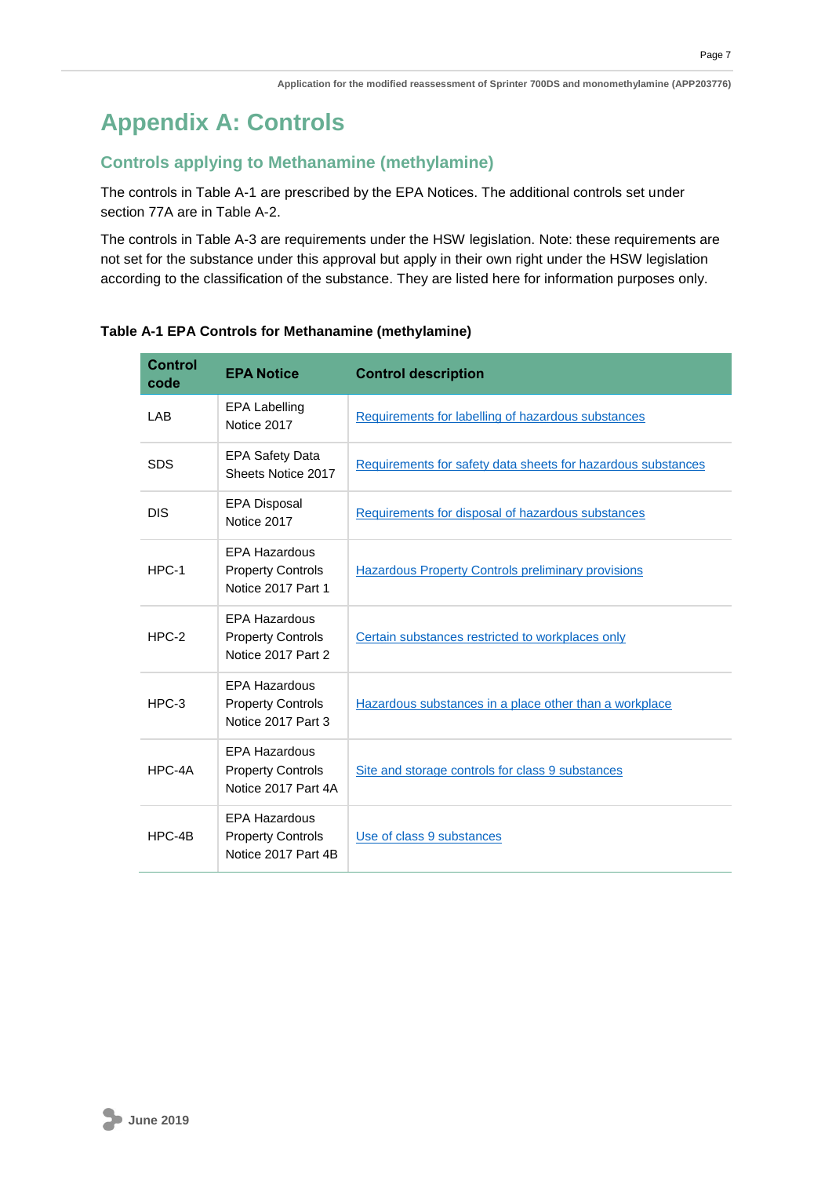# Appendix A: Controls

## Controls applying to Methanamine (methylamine)

The controls in Table A-1 are prescribed by the EPA Notices. The additional controls set under section 77A are in Table A-2.

The controls in Table A-3 are requirements under the HSW legislation. Note: these requirements are not set for the substance under this approval but apply in their own right under the HSW legislation according to the classification of the substance. They are listed here for information purposes only.

**Table A-1 EPA Controls for Methanamine (methylamine)**

| Control code | EPA Notice | Control description |
|---|---|---|
| LAB | EPA Labelling Notice 2017 | Requirements for labelling of hazardous substances |
| SDS | EPA Safety Data Sheets Notice 2017 | Requirements for safety data sheets for hazardous substances |
| DIS | EPA Disposal Notice 2017 | Requirements for disposal of hazardous substances |
| HPC-1 | EPA Hazardous Property Controls Notice 2017 Part 1 | Hazardous Property Controls preliminary provisions |
| HPC-2 | EPA Hazardous Property Controls Notice 2017 Part 2 | Certain substances restricted to workplaces only |
| HPC-3 | EPA Hazardous Property Controls Notice 2017 Part 3 | Hazardous substances in a place other than a workplace |
| HPC-4A | EPA Hazardous Property Controls Notice 2017 Part 4A | Site and storage controls for class 9 substances |
| HPC-4B | EPA Hazardous Property Controls Notice 2017 Part 4B | Use of class 9 substances |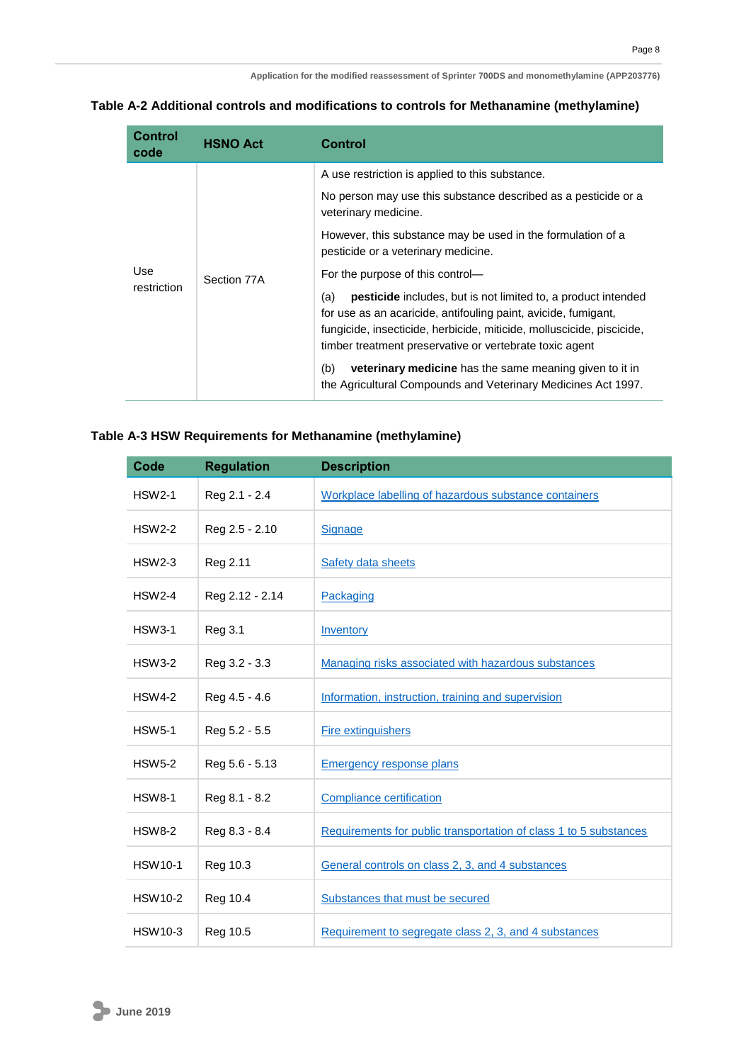**Table A-2 Additional controls and modifications to controls for Methanamine (methylamine)**

| Control code | HSNO Act | Control |
|---|---|---|
| Use restriction | Section 77A | A use restriction is applied to this substance.<br><br>No person may use this substance described as a pesticide or a veterinary medicine.<br><br>However, this substance may be used in the formulation of a pesticide or a veterinary medicine.<br><br>For the purpose of this control—<br><br>(a) **pesticide** includes, but is not limited to, a product intended for use as an acaricide, antifouling paint, avicide, fumigant, fungicide, insecticide, herbicide, miticide, molluscicide, piscicide, timber treatment preservative or vertebrate toxic agent<br><br>(b) **veterinary medicine** has the same meaning given to it in the Agricultural Compounds and Veterinary Medicines Act 1997. |

**Table A-3 HSW Requirements for Methanamine (methylamine)**

| Code | Regulation | Description |
|---|---|---|
| HSW2-1 | Reg 2.1 - 2.4 | Workplace labelling of hazardous substance containers |
| HSW2-2 | Reg 2.5 - 2.10 | Signage |
| HSW2-3 | Reg 2.11 | Safety data sheets |
| HSW2-4 | Reg 2.12 - 2.14 | Packaging |
| HSW3-1 | Reg 3.1 | Inventory |
| HSW3-2 | Reg 3.2 - 3.3 | Managing risks associated with hazardous substances |
| HSW4-2 | Reg 4.5 - 4.6 | Information, instruction, training and supervision |
| HSW5-1 | Reg 5.2 - 5.5 | Fire extinguishers |
| HSW5-2 | Reg 5.6 - 5.13 | Emergency response plans |
| HSW8-1 | Reg 8.1 - 8.2 | Compliance certification |
| HSW8-2 | Reg 8.3 - 8.4 | Requirements for public transportation of class 1 to 5 substances |
| HSW10-1 | Reg 10.3 | General controls on class 2, 3, and 4 substances |
| HSW10-2 | Reg 10.4 | Substances that must be secured |
| HSW10-3 | Reg 10.5 | Requirement to segregate class 2, 3, and 4 substances |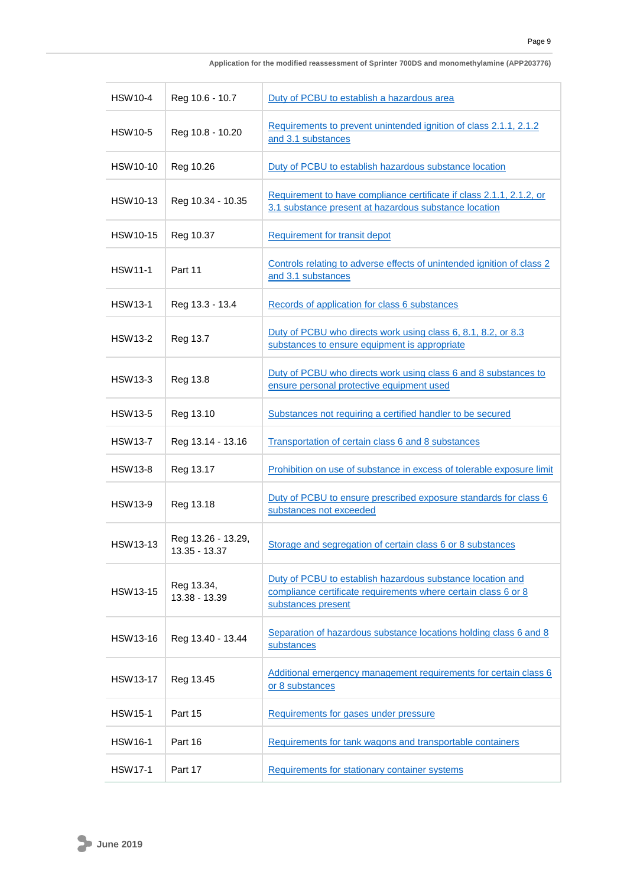| | | |
|---|---|---|
| HSW10-4 | Reg 10.6 - 10.7 | Duty of PCBU to establish a hazardous area |
| HSW10-5 | Reg 10.8 - 10.20 | Requirements to prevent unintended ignition of class 2.1.1, 2.1.2 and 3.1 substances |
| HSW10-10 | Reg 10.26 | Duty of PCBU to establish hazardous substance location |
| HSW10-13 | Reg 10.34 - 10.35 | Requirement to have compliance certificate if class 2.1.1, 2.1.2, or 3.1 substance present at hazardous substance location |
| HSW10-15 | Reg 10.37 | Requirement for transit depot |
| HSW11-1 | Part 11 | Controls relating to adverse effects of unintended ignition of class 2 and 3.1 substances |
| HSW13-1 | Reg 13.3 - 13.4 | Records of application for class 6 substances |
| HSW13-2 | Reg 13.7 | Duty of PCBU who directs work using class 6, 8.1, 8.2, or 8.3 substances to ensure equipment is appropriate |
| HSW13-3 | Reg 13.8 | Duty of PCBU who directs work using class 6 and 8 substances to ensure personal protective equipment used |
| HSW13-5 | Reg 13.10 | Substances not requiring a certified handler to be secured |
| HSW13-7 | Reg 13.14 - 13.16 | Transportation of certain class 6 and 8 substances |
| HSW13-8 | Reg 13.17 | Prohibition on use of substance in excess of tolerable exposure limit |
| HSW13-9 | Reg 13.18 | Duty of PCBU to ensure prescribed exposure standards for class 6 substances not exceeded |
| HSW13-13 | Reg 13.26 - 13.29, 13.35 - 13.37 | Storage and segregation of certain class 6 or 8 substances |
| HSW13-15 | Reg 13.34, 13.38 - 13.39 | Duty of PCBU to establish hazardous substance location and compliance certificate requirements where certain class 6 or 8 substances present |
| HSW13-16 | Reg 13.40 - 13.44 | Separation of hazardous substance locations holding class 6 and 8 substances |
| HSW13-17 | Reg 13.45 | Additional emergency management requirements for certain class 6 or 8 substances |
| HSW15-1 | Part 15 | Requirements for gases under pressure |
| HSW16-1 | Part 16 | Requirements for tank wagons and transportable containers |
| HSW17-1 | Part 17 | Requirements for stationary container systems |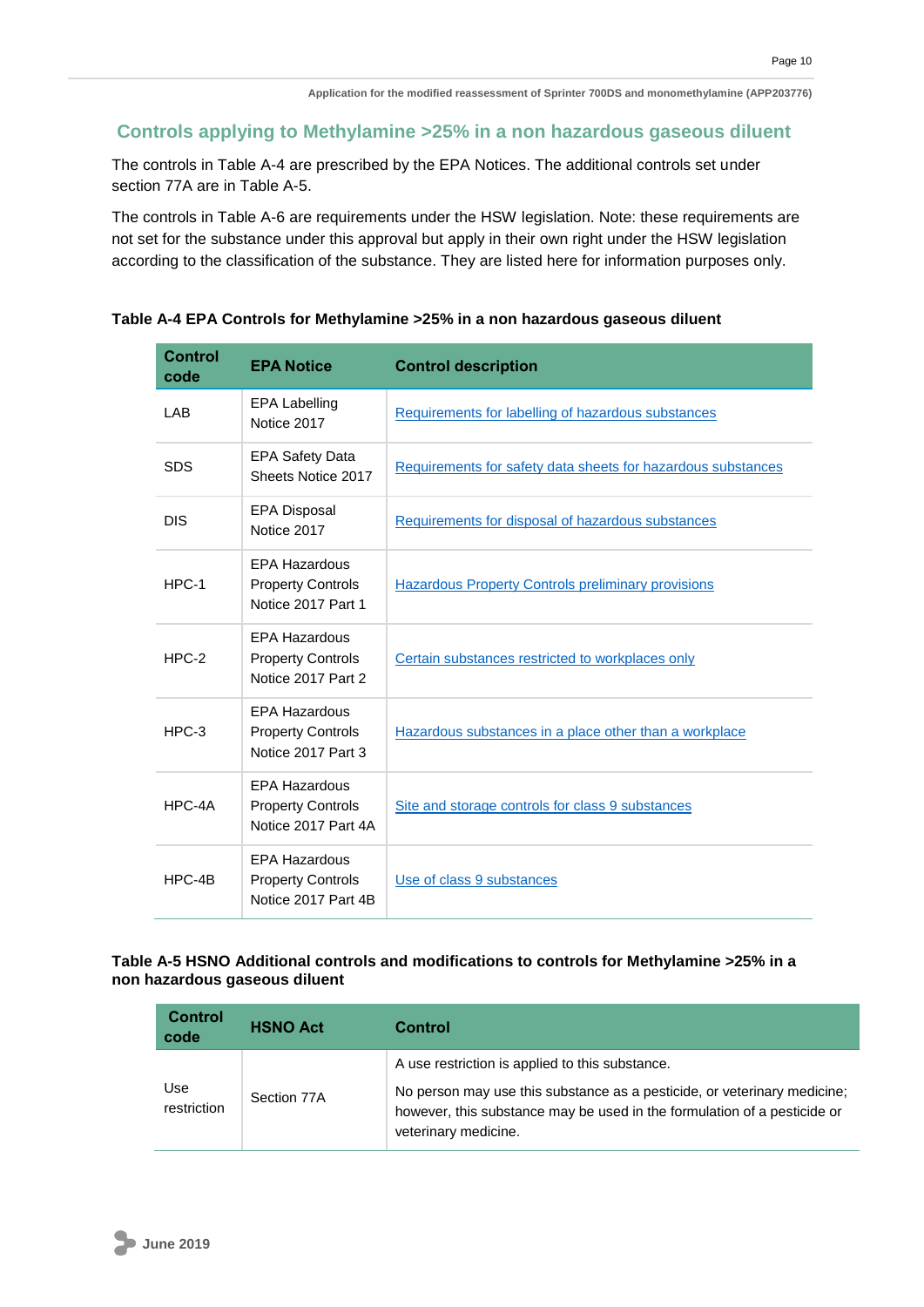## Controls applying to Methylamine >25% in a non hazardous gaseous diluent

The controls in Table A-4 are prescribed by the EPA Notices. The additional controls set under section 77A are in Table A-5.

The controls in Table A-6 are requirements under the HSW legislation. Note: these requirements are not set for the substance under this approval but apply in their own right under the HSW legislation according to the classification of the substance. They are listed here for information purposes only.

**Table A-4 EPA Controls for Methylamine >25% in a non hazardous gaseous diluent**

| Control code | EPA Notice | Control description |
|---|---|---|
| LAB | EPA Labelling Notice 2017 | Requirements for labelling of hazardous substances |
| SDS | EPA Safety Data Sheets Notice 2017 | Requirements for safety data sheets for hazardous substances |
| DIS | EPA Disposal Notice 2017 | Requirements for disposal of hazardous substances |
| HPC-1 | EPA Hazardous Property Controls Notice 2017 Part 1 | Hazardous Property Controls preliminary provisions |
| HPC-2 | EPA Hazardous Property Controls Notice 2017 Part 2 | Certain substances restricted to workplaces only |
| HPC-3 | EPA Hazardous Property Controls Notice 2017 Part 3 | Hazardous substances in a place other than a workplace |
| HPC-4A | EPA Hazardous Property Controls Notice 2017 Part 4A | Site and storage controls for class 9 substances |
| HPC-4B | EPA Hazardous Property Controls Notice 2017 Part 4B | Use of class 9 substances |

**Table A-5 HSNO Additional controls and modifications to controls for Methylamine >25% in a non hazardous gaseous diluent**

| Control code | HSNO Act | Control |
|---|---|---|
| Use restriction | Section 77A | A use restriction is applied to this substance. No person may use this substance as a pesticide, or veterinary medicine; however, this substance may be used in the formulation of a pesticide or veterinary medicine. |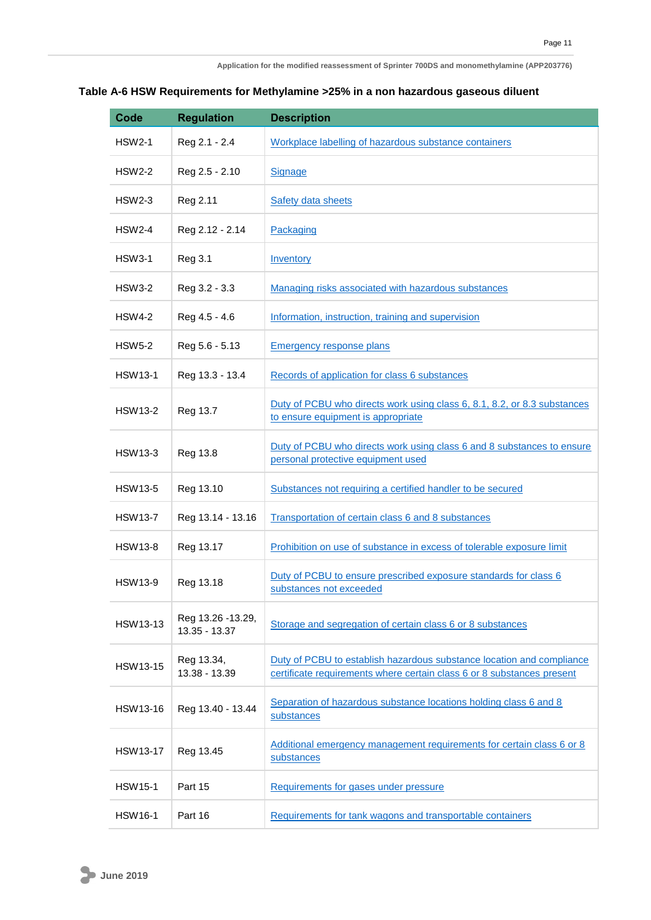**Table A-6 HSW Requirements for Methylamine >25% in a non hazardous gaseous diluent**

| Code | Regulation | Description |
|---|---|---|
| HSW2-1 | Reg 2.1 - 2.4 | Workplace labelling of hazardous substance containers |
| HSW2-2 | Reg 2.5 - 2.10 | Signage |
| HSW2-3 | Reg 2.11 | Safety data sheets |
| HSW2-4 | Reg 2.12 - 2.14 | Packaging |
| HSW3-1 | Reg 3.1 | Inventory |
| HSW3-2 | Reg 3.2 - 3.3 | Managing risks associated with hazardous substances |
| HSW4-2 | Reg 4.5 - 4.6 | Information, instruction, training and supervision |
| HSW5-2 | Reg 5.6 - 5.13 | Emergency response plans |
| HSW13-1 | Reg 13.3 - 13.4 | Records of application for class 6 substances |
| HSW13-2 | Reg 13.7 | Duty of PCBU who directs work using class 6, 8.1, 8.2, or 8.3 substances to ensure equipment is appropriate |
| HSW13-3 | Reg 13.8 | Duty of PCBU who directs work using class 6 and 8 substances to ensure personal protective equipment used |
| HSW13-5 | Reg 13.10 | Substances not requiring a certified handler to be secured |
| HSW13-7 | Reg 13.14 - 13.16 | Transportation of certain class 6 and 8 substances |
| HSW13-8 | Reg 13.17 | Prohibition on use of substance in excess of tolerable exposure limit |
| HSW13-9 | Reg 13.18 | Duty of PCBU to ensure prescribed exposure standards for class 6 substances not exceeded |
| HSW13-13 | Reg 13.26 -13.29, 13.35 - 13.37 | Storage and segregation of certain class 6 or 8 substances |
| HSW13-15 | Reg 13.34, 13.38 - 13.39 | Duty of PCBU to establish hazardous substance location and compliance certificate requirements where certain class 6 or 8 substances present |
| HSW13-16 | Reg 13.40 - 13.44 | Separation of hazardous substance locations holding class 6 and 8 substances |
| HSW13-17 | Reg 13.45 | Additional emergency management requirements for certain class 6 or 8 substances |
| HSW15-1 | Part 15 | Requirements for gases under pressure |
| HSW16-1 | Part 16 | Requirements for tank wagons and transportable containers |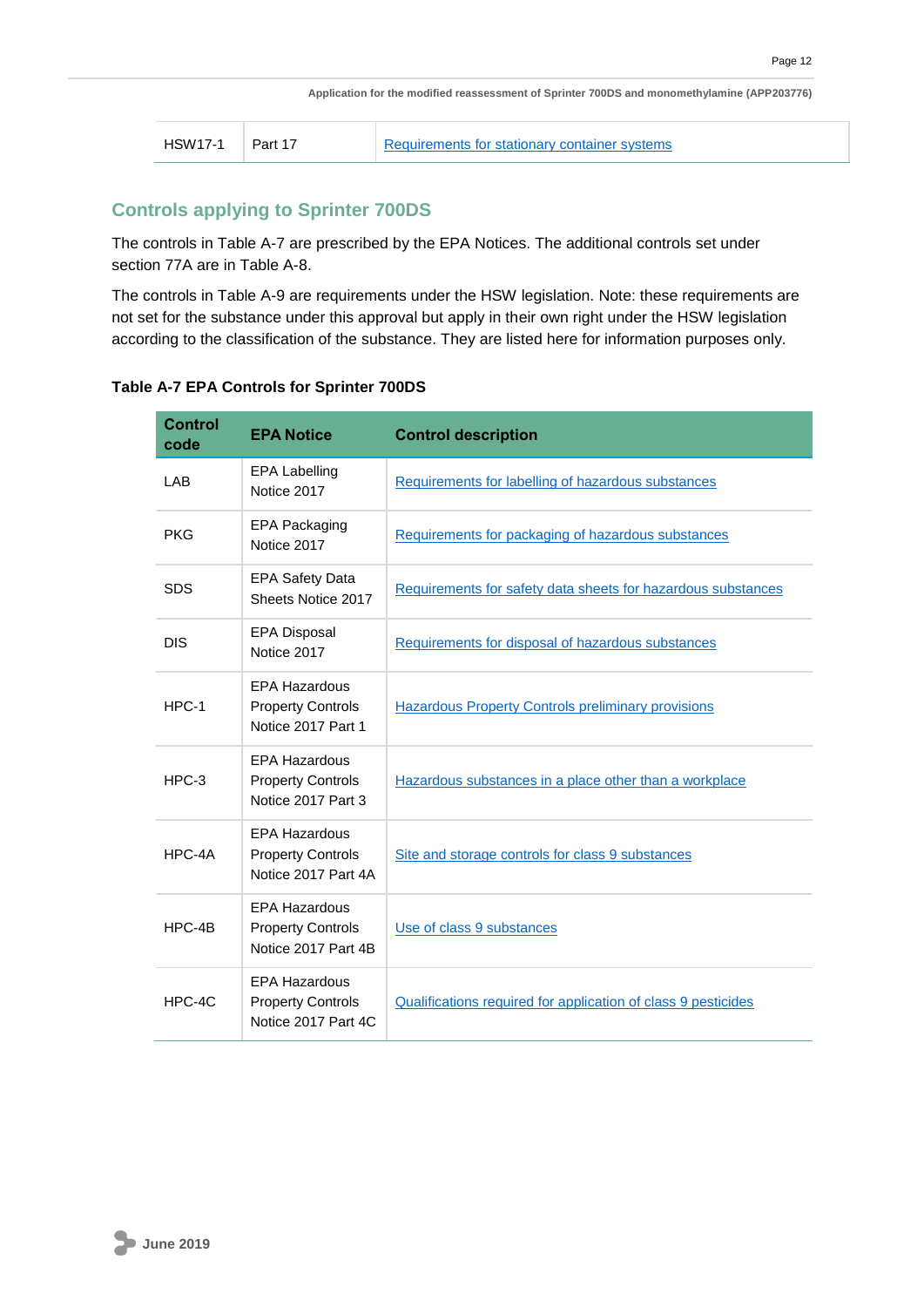| HSW17-1 | Part 17 | Requirements for stationary container systems |
|---|---|---|

## Controls applying to Sprinter 700DS

The controls in Table A-7 are prescribed by the EPA Notices. The additional controls set under section 77A are in Table A-8.

The controls in Table A-9 are requirements under the HSW legislation. Note: these requirements are not set for the substance under this approval but apply in their own right under the HSW legislation according to the classification of the substance. They are listed here for information purposes only.

**Table A-7 EPA Controls for Sprinter 700DS**

| Control code | EPA Notice | Control description |
|---|---|---|
| LAB | EPA Labelling Notice 2017 | Requirements for labelling of hazardous substances |
| PKG | EPA Packaging Notice 2017 | Requirements for packaging of hazardous substances |
| SDS | EPA Safety Data Sheets Notice 2017 | Requirements for safety data sheets for hazardous substances |
| DIS | EPA Disposal Notice 2017 | Requirements for disposal of hazardous substances |
| HPC-1 | EPA Hazardous Property Controls Notice 2017 Part 1 | Hazardous Property Controls preliminary provisions |
| HPC-3 | EPA Hazardous Property Controls Notice 2017 Part 3 | Hazardous substances in a place other than a workplace |
| HPC-4A | EPA Hazardous Property Controls Notice 2017 Part 4A | Site and storage controls for class 9 substances |
| HPC-4B | EPA Hazardous Property Controls Notice 2017 Part 4B | Use of class 9 substances |
| HPC-4C | EPA Hazardous Property Controls Notice 2017 Part 4C | Qualifications required for application of class 9 pesticides |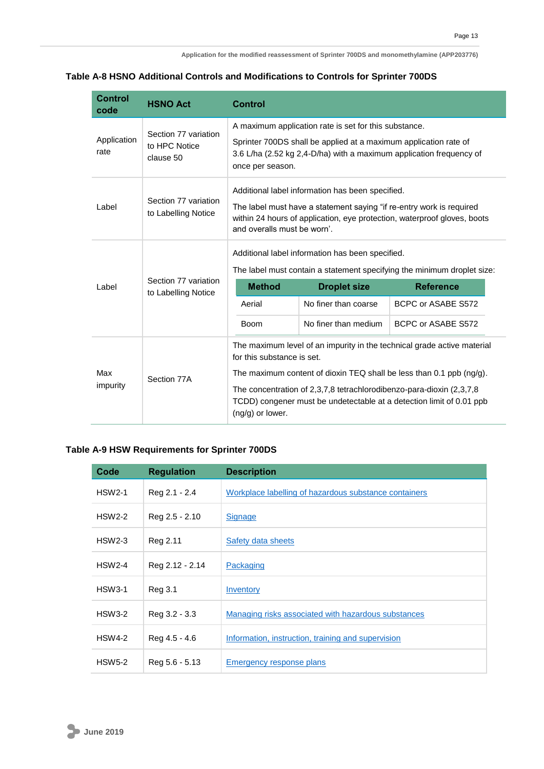### Table A-8 HSNO Additional Controls and Modifications to Controls for Sprinter 700DS

| Control code | HSNO Act | Control |
|---|---|---|
| Application rate | Section 77 variation to HPC Notice clause 50 | A maximum application rate is set for this substance.<br>Sprinter 700DS shall be applied at a maximum application rate of 3.6 L/ha (2.52 kg 2,4-D/ha) with a maximum application frequency of once per season. |
| Label | Section 77 variation to Labelling Notice | Additional label information has been specified.<br>The label must have a statement saying "if re-entry work is required within 24 hours of application, eye protection, waterproof gloves, boots and overalls must be worn'. |
| Label | Section 77 variation to Labelling Notice | Additional label information has been specified.<br>The label must contain a statement specifying the minimum droplet size:<br>**Method** / **Droplet size** / **Reference**<br>Aerial / No finer than coarse / BCPC or ASABE S572<br>Boom / No finer than medium / BCPC or ASABE S572 |
| Max impurity | Section 77A | The maximum level of an impurity in the technical grade active material for this substance is set.<br>The maximum content of dioxin TEQ shall be less than 0.1 ppb (ng/g).<br>The concentration of 2,3,7,8 tetrachlorodibenzo-para-dioxin (2,3,7,8 TCDD) congener must be undetectable at a detection limit of 0.01 ppb (ng/g) or lower. |

### Table A-9 HSW Requirements for Sprinter 700DS

| Code | Regulation | Description |
|---|---|---|
| HSW2-1 | Reg 2.1 - 2.4 | Workplace labelling of hazardous substance containers |
| HSW2-2 | Reg 2.5 - 2.10 | Signage |
| HSW2-3 | Reg 2.11 | Safety data sheets |
| HSW2-4 | Reg 2.12 - 2.14 | Packaging |
| HSW3-1 | Reg 3.1 | Inventory |
| HSW3-2 | Reg 3.2 - 3.3 | Managing risks associated with hazardous substances |
| HSW4-2 | Reg 4.5 - 4.6 | Information, instruction, training and supervision |
| HSW5-2 | Reg 5.6 - 5.13 | Emergency response plans |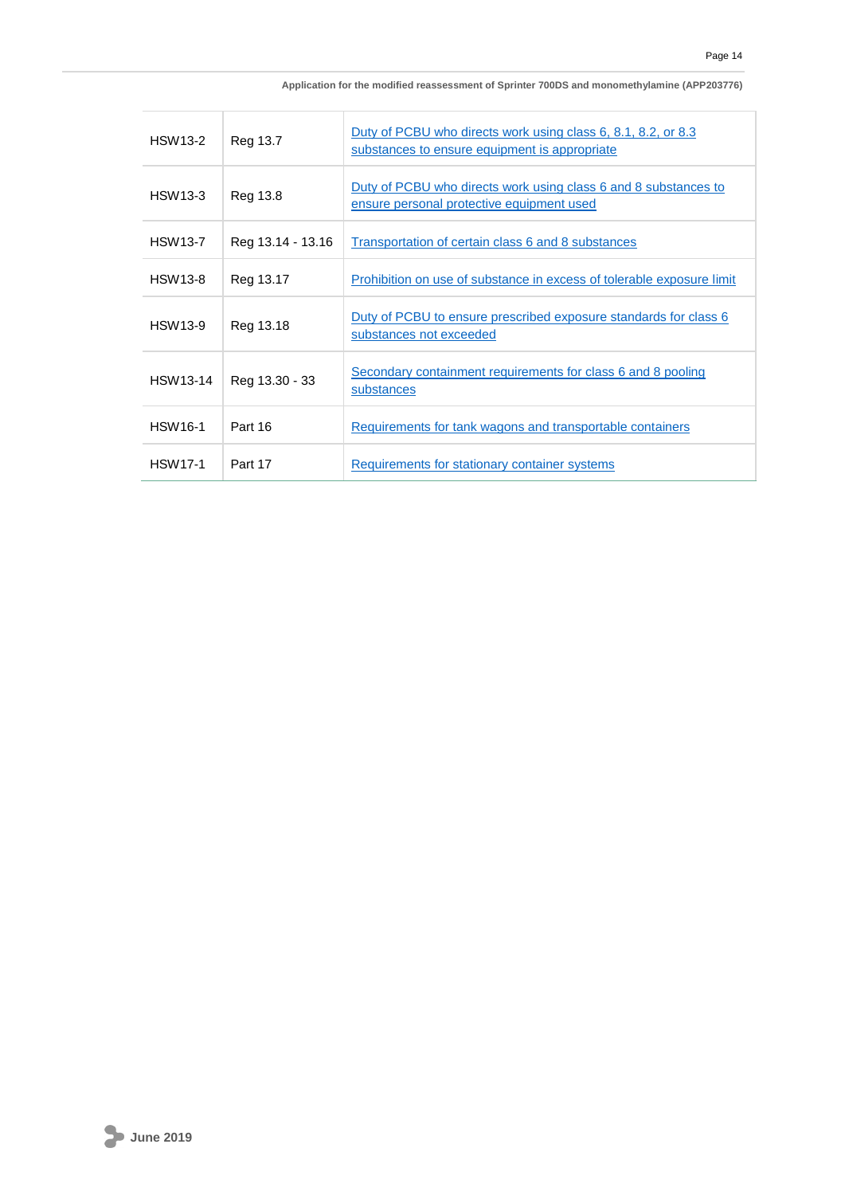| | | |
|---|---|---|
| HSW13-2 | Reg 13.7 | Duty of PCBU who directs work using class 6, 8.1, 8.2, or 8.3 substances to ensure equipment is appropriate |
| HSW13-3 | Reg 13.8 | Duty of PCBU who directs work using class 6 and 8 substances to ensure personal protective equipment used |
| HSW13-7 | Reg 13.14 - 13.16 | Transportation of certain class 6 and 8 substances |
| HSW13-8 | Reg 13.17 | Prohibition on use of substance in excess of tolerable exposure limit |
| HSW13-9 | Reg 13.18 | Duty of PCBU to ensure prescribed exposure standards for class 6 substances not exceeded |
| HSW13-14 | Reg 13.30 - 33 | Secondary containment requirements for class 6 and 8 pooling substances |
| HSW16-1 | Part 16 | Requirements for tank wagons and transportable containers |
| HSW17-1 | Part 17 | Requirements for stationary container systems |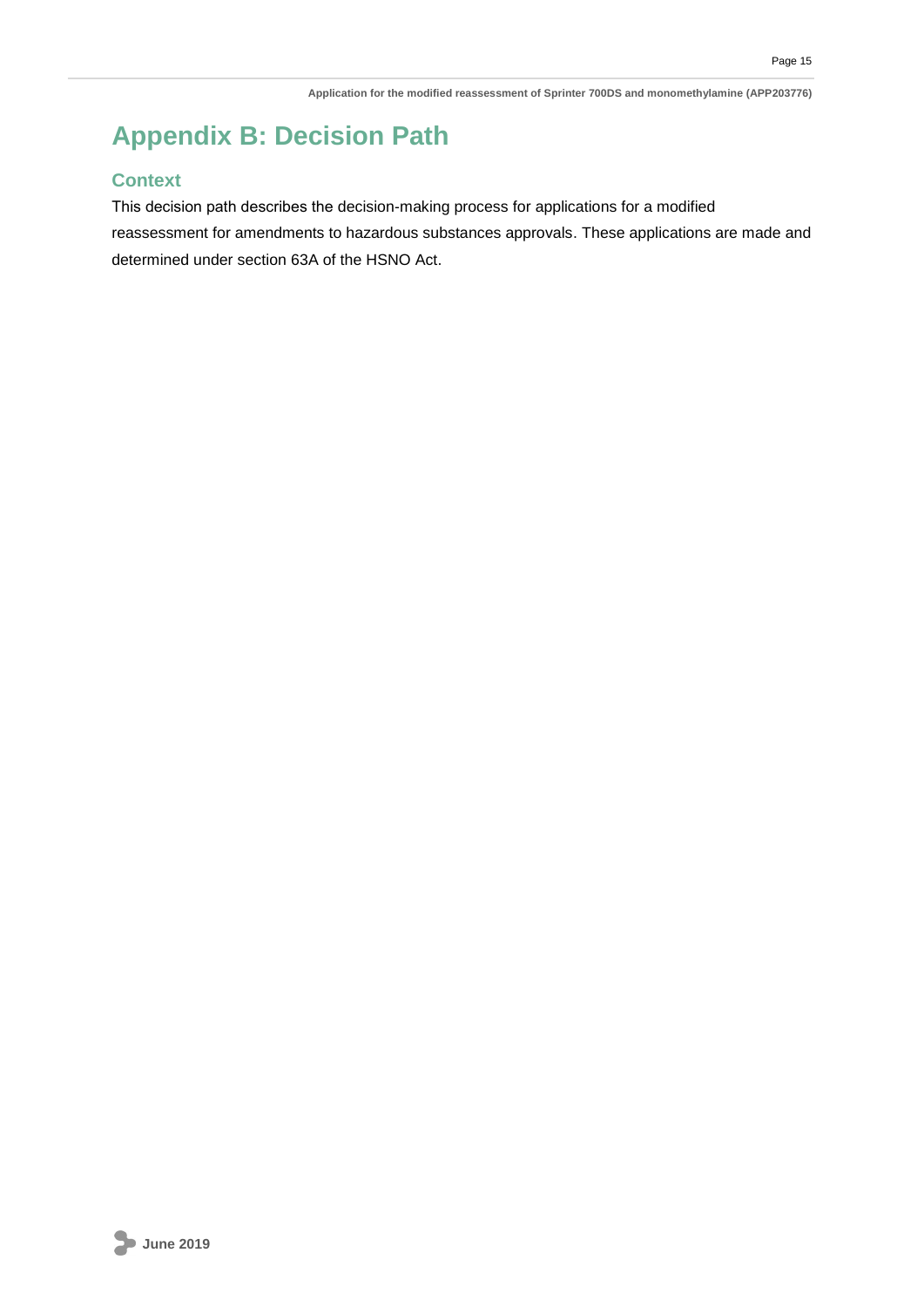# Appendix B: Decision Path

## Context

This decision path describes the decision-making process for applications for a modified reassessment for amendments to hazardous substances approvals. These applications are made and determined under section 63A of the HSNO Act.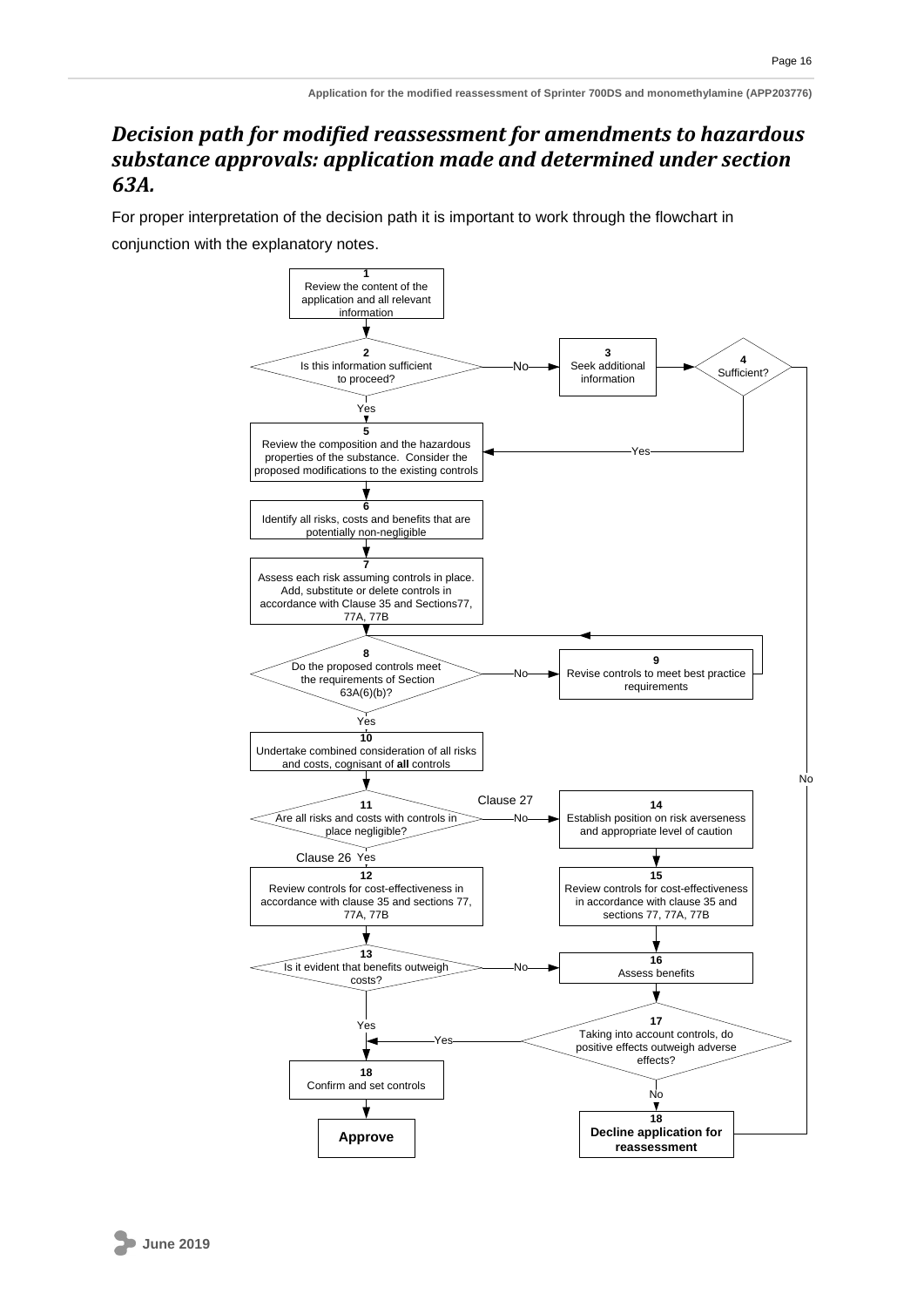## *Decision path for modified reassessment for amendments to hazardous substance approvals: application made and determined under section 63A.*

For proper interpretation of the decision path it is important to work through the flowchart in conjunction with the explanatory notes.

**1** Review the content of the application and all relevant information

**2** Is this information sufficient to proceed?
- Yes → 5
- No → 3

**3** Seek additional information

**4** Sufficient?
- Yes → 5
- No → 18 (Decline application for reassessment)

**5** Review the composition and the hazardous properties of the substance. Consider the proposed modifications to the existing controls

**6** Identify all risks, costs and benefits that are potentially non-negligible

**7** Assess each risk assuming controls in place. Add, substitute or delete controls in accordance with Clause 35 and Sections77, 77A, 77B

**8** Do the proposed controls meet the requirements of Section 63A(6)(b)?
- Yes → 10
- No → 9

**9** Revise controls to meet best practice requirements → 8

**10** Undertake combined consideration of all risks and costs, cognisant of **all** controls

**11** Are all risks and costs with controls in place negligible?
- Yes (Clause 26) → 12
- No (Clause 27) → 14

**12** Review controls for cost-effectiveness in accordance with clause 35 and sections 77, 77A, 77B

**13** Is it evident that benefits outweigh costs?
- Yes → 18 (Confirm and set controls)
- No → 16

**14** Establish position on risk averseness and appropriate level of caution

**15** Review controls for cost-effectiveness in accordance with clause 35 and sections 77, 77A, 77B

**16** Assess benefits

**17** Taking into account controls, do positive effects outweigh adverse effects?
- Yes → 18 (Confirm and set controls)
- No → 18 (Decline application for reassessment)

**18** Confirm and set controls → **Approve**

**18** **Decline application for reassessment**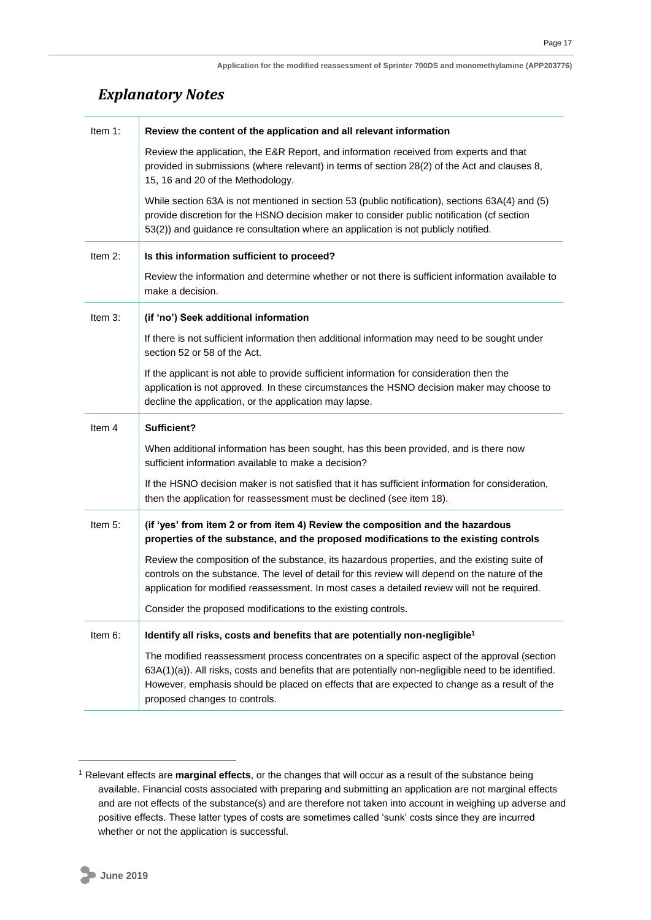## *Explanatory Notes*

| | |
|---|---|
| Item 1: | **Review the content of the application and all relevant information**<br><br>Review the application, the E&R Report, and information received from experts and that provided in submissions (where relevant) in terms of section 28(2) of the Act and clauses 8, 15, 16 and 20 of the Methodology.<br><br>While section 63A is not mentioned in section 53 (public notification), sections 63A(4) and (5) provide discretion for the HSNO decision maker to consider public notification (cf section 53(2)) and guidance re consultation where an application is not publicly notified. |
| Item 2: | **Is this information sufficient to proceed?**<br><br>Review the information and determine whether or not there is sufficient information available to make a decision. |
| Item 3: | **(if 'no') Seek additional information**<br><br>If there is not sufficient information then additional information may need to be sought under section 52 or 58 of the Act.<br><br>If the applicant is not able to provide sufficient information for consideration then the application is not approved. In these circumstances the HSNO decision maker may choose to decline the application, or the application may lapse. |
| Item 4 | **Sufficient?**<br><br>When additional information has been sought, has this been provided, and is there now sufficient information available to make a decision?<br><br>If the HSNO decision maker is not satisfied that it has sufficient information for consideration, then the application for reassessment must be declined (see item 18). |
| Item 5: | **(if 'yes' from item 2 or from item 4) Review the composition and the hazardous properties of the substance, and the proposed modifications to the existing controls**<br><br>Review the composition of the substance, its hazardous properties, and the existing suite of controls on the substance. The level of detail for this review will depend on the nature of the application for modified reassessment. In most cases a detailed review will not be required.<br><br>Consider the proposed modifications to the existing controls. |
| Item 6: | **Identify all risks, costs and benefits that are potentially non-negligible[1]**<br><br>The modified reassessment process concentrates on a specific aspect of the approval (section 63A(1)(a)). All risks, costs and benefits that are potentially non-negligible need to be identified. However, emphasis should be placed on effects that are expected to change as a result of the proposed changes to controls. |

[1] Relevant effects are **marginal effects**, or the changes that will occur as a result of the substance being available. Financial costs associated with preparing and submitting an application are not marginal effects and are not effects of the substance(s) and are therefore not taken into account in weighing up adverse and positive effects. These latter types of costs are sometimes called 'sunk' costs since they are incurred whether or not the application is successful.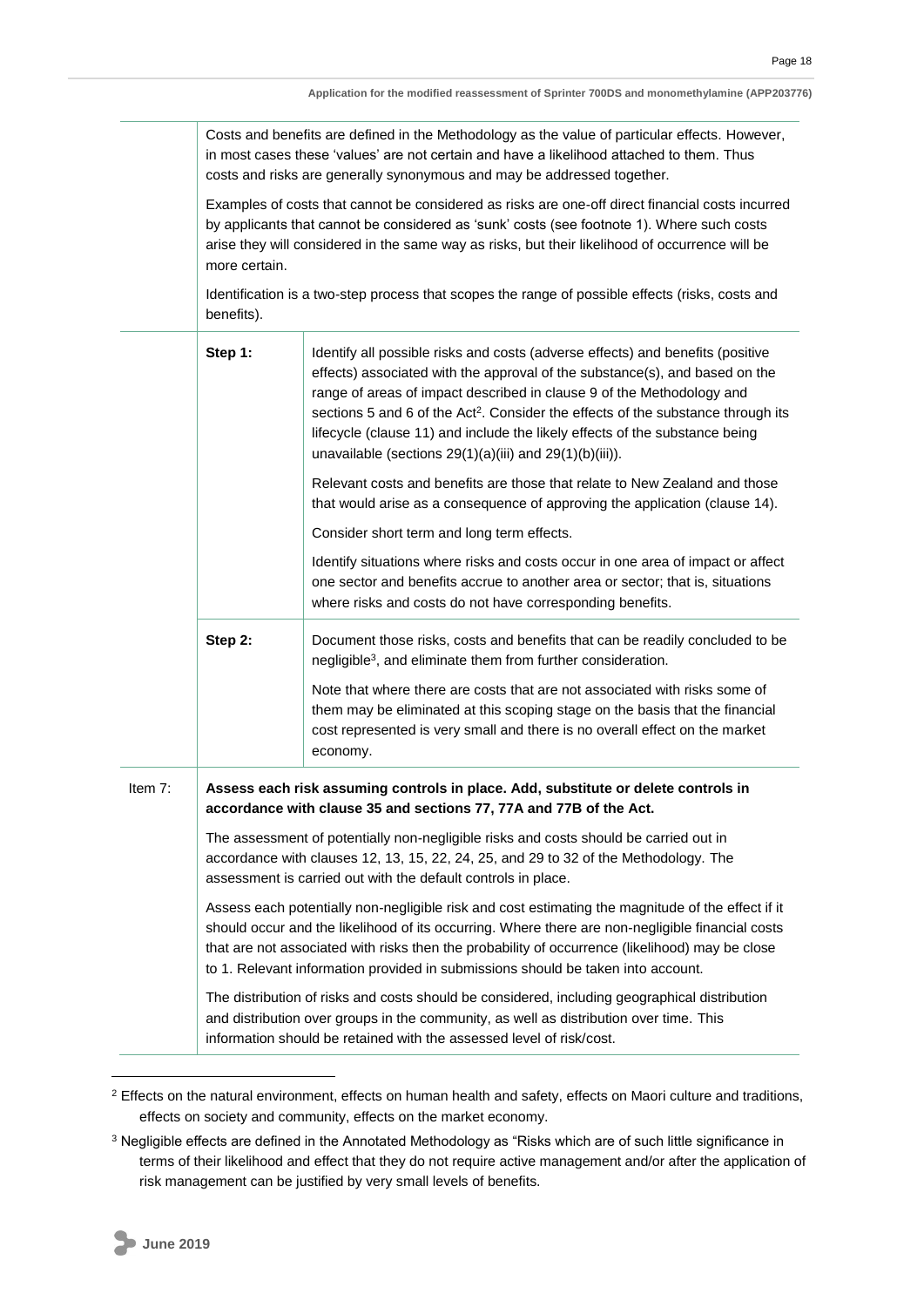| | | |
|---|---|---|
| | Costs and benefits are defined in the Methodology as the value of particular effects. However, in most cases these 'values' are not certain and have a likelihood attached to them. Thus costs and risks are generally synonymous and may be addressed together.<br><br>Examples of costs that cannot be considered as risks are one-off direct financial costs incurred by applicants that cannot be considered as 'sunk' costs (see footnote 1). Where such costs arise they will considered in the same way as risks, but their likelihood of occurrence will be more certain.<br><br>Identification is a two-step process that scopes the range of possible effects (risks, costs and benefits). | |
| | **Step 1:** | Identify all possible risks and costs (adverse effects) and benefits (positive effects) associated with the approval of the substance(s), and based on the range of areas of impact described in clause 9 of the Methodology and sections 5 and 6 of the Act[2]. Consider the effects of the substance through its lifecycle (clause 11) and include the likely effects of the substance being unavailable (sections 29(1)(a)(iii) and 29(1)(b)(iii)).<br><br>Relevant costs and benefits are those that relate to New Zealand and those that would arise as a consequence of approving the application (clause 14).<br><br>Consider short term and long term effects.<br><br>Identify situations where risks and costs occur in one area of impact or affect one sector and benefits accrue to another area or sector; that is, situations where risks and costs do not have corresponding benefits. |
| | **Step 2:** | Document those risks, costs and benefits that can be readily concluded to be negligible[3], and eliminate them from further consideration.<br><br>Note that where there are costs that are not associated with risks some of them may be eliminated at this scoping stage on the basis that the financial cost represented is very small and there is no overall effect on the market economy. |
| Item 7: | **Assess each risk assuming controls in place. Add, substitute or delete controls in accordance with clause 35 and sections 77, 77A and 77B of the Act.**<br><br>The assessment of potentially non-negligible risks and costs should be carried out in accordance with clauses 12, 13, 15, 22, 24, 25, and 29 to 32 of the Methodology. The assessment is carried out with the default controls in place.<br><br>Assess each potentially non-negligible risk and cost estimating the magnitude of the effect if it should occur and the likelihood of its occurring. Where there are non-negligible financial costs that are not associated with risks then the probability of occurrence (likelihood) may be close to 1. Relevant information provided in submissions should be taken into account.<br><br>The distribution of risks and costs should be considered, including geographical distribution and distribution over groups in the community, as well as distribution over time. This information should be retained with the assessed level of risk/cost. | |

[2] Effects on the natural environment, effects on human health and safety, effects on Maori culture and traditions, effects on society and community, effects on the market economy.

[3] Negligible effects are defined in the Annotated Methodology as "Risks which are of such little significance in terms of their likelihood and effect that they do not require active management and/or after the application of risk management can be justified by very small levels of benefits.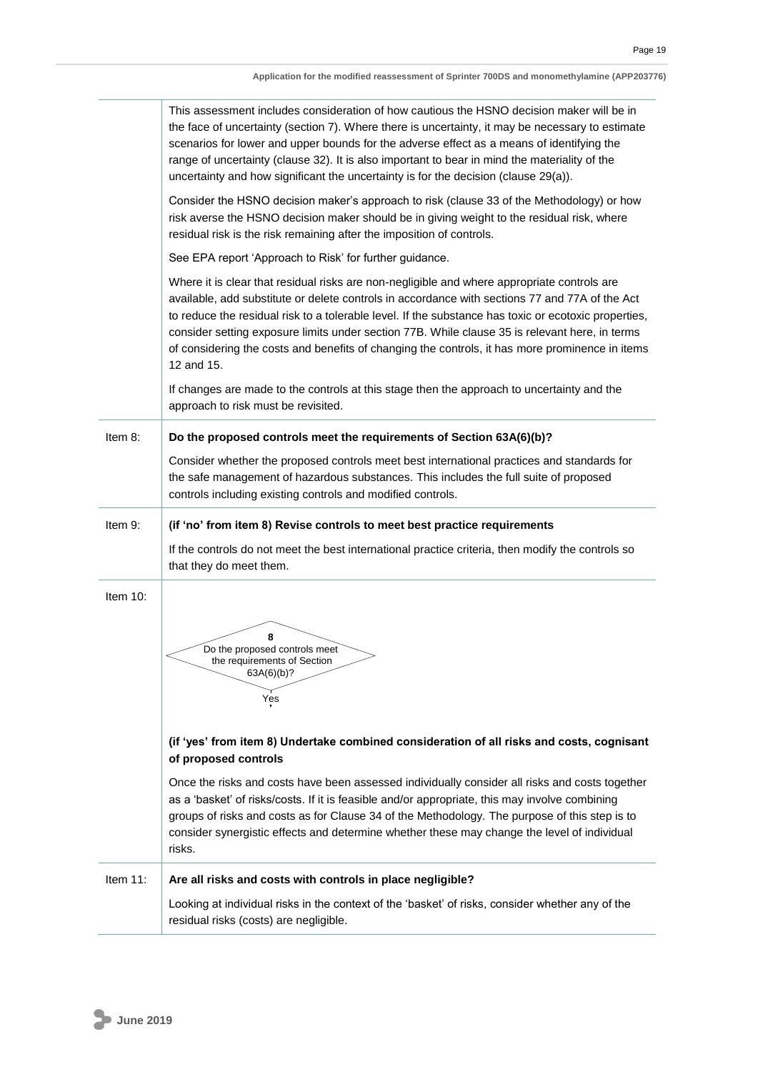| | |
|---|---|
| | This assessment includes consideration of how cautious the HSNO decision maker will be in the face of uncertainty (section 7). Where there is uncertainty, it may be necessary to estimate scenarios for lower and upper bounds for the adverse effect as a means of identifying the range of uncertainty (clause 32). It is also important to bear in mind the materiality of the uncertainty and how significant the uncertainty is for the decision (clause 29(a)).<br><br>Consider the HSNO decision maker's approach to risk (clause 33 of the Methodology) or how risk averse the HSNO decision maker should be in giving weight to the residual risk, where residual risk is the risk remaining after the imposition of controls.<br><br>See EPA report 'Approach to Risk' for further guidance.<br><br>Where it is clear that residual risks are non-negligible and where appropriate controls are available, add substitute or delete controls in accordance with sections 77 and 77A of the Act to reduce the residual risk to a tolerable level. If the substance has toxic or ecotoxic properties, consider setting exposure limits under section 77B. While clause 35 is relevant here, in terms of considering the costs and benefits of changing the controls, it has more prominence in items 12 and 15.<br><br>If changes are made to the controls at this stage then the approach to uncertainty and the approach to risk must be revisited. |
| Item 8: | **Do the proposed controls meet the requirements of Section 63A(6)(b)?**<br><br>Consider whether the proposed controls meet best international practices and standards for the safe management of hazardous substances. This includes the full suite of proposed controls including existing controls and modified controls. |
| Item 9: | **(if 'no' from item 8) Revise controls to meet best practice requirements**<br><br>If the controls do not meet the best international practice criteria, then modify the controls so that they do meet them. |
| Item 10: | **8** Do the proposed controls meet the requirements of Section 63A(6)(b)? → Yes<br><br>**(if 'yes' from item 8) Undertake combined consideration of all risks and costs, cognisant of proposed controls**<br><br>Once the risks and costs have been assessed individually consider all risks and costs together as a 'basket' of risks/costs. If it is feasible and/or appropriate, this may involve combining groups of risks and costs as for Clause 34 of the Methodology. The purpose of this step is to consider synergistic effects and determine whether these may change the level of individual risks. |
| Item 11: | **Are all risks and costs with controls in place negligible?**<br><br>Looking at individual risks in the context of the 'basket' of risks, consider whether any of the residual risks (costs) are negligible. |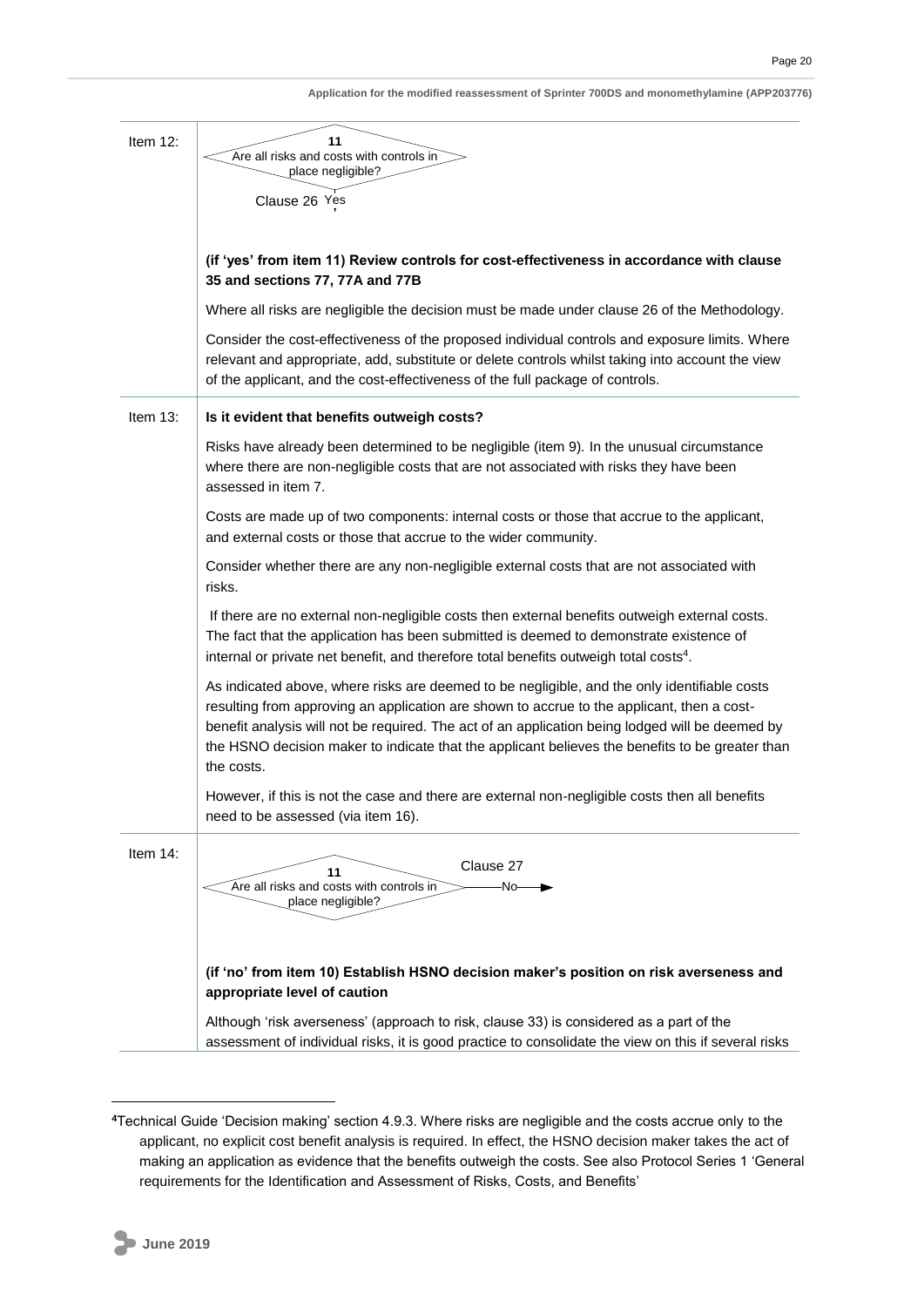| Item | Content |
| --- | --- |
| Item 12: | **11** Are all risks and costs with controls in place negligible? Clause 26 Yes<br><br>**(if 'yes' from item 11) Review controls for cost-effectiveness in accordance with clause 35 and sections 77, 77A and 77B**<br><br>Where all risks are negligible the decision must be made under clause 26 of the Methodology.<br><br>Consider the cost-effectiveness of the proposed individual controls and exposure limits. Where relevant and appropriate, add, substitute or delete controls whilst taking into account the view of the applicant, and the cost-effectiveness of the full package of controls. |
| Item 13: | **Is it evident that benefits outweigh costs?**<br><br>Risks have already been determined to be negligible (item 9). In the unusual circumstance where there are non-negligible costs that are not associated with risks they have been assessed in item 7.<br><br>Costs are made up of two components: internal costs or those that accrue to the applicant, and external costs or those that accrue to the wider community.<br><br>Consider whether there are any non-negligible external costs that are not associated with risks.<br><br>If there are no external non-negligible costs then external benefits outweigh external costs. The fact that the application has been submitted is deemed to demonstrate existence of internal or private net benefit, and therefore total benefits outweigh total costs[4].<br><br>As indicated above, where risks are deemed to be negligible, and the only identifiable costs resulting from approving an application are shown to accrue to the applicant, then a cost-benefit analysis will not be required. The act of an application being lodged will be deemed by the HSNO decision maker to indicate that the applicant believes the benefits to be greater than the costs.<br><br>However, if this is not the case and there are external non-negligible costs then all benefits need to be assessed (via item 16). |
| Item 14: | **11** Are all risks and costs with controls in place negligible? Clause 27 No<br><br>**(if 'no' from item 10) Establish HSNO decision maker's position on risk averseness and appropriate level of caution**<br><br>Although 'risk averseness' (approach to risk, clause 33) is considered as a part of the assessment of individual risks, it is good practice to consolidate the view on this if several risks |

[4] Technical Guide 'Decision making' section 4.9.3. Where risks are negligible and the costs accrue only to the applicant, no explicit cost benefit analysis is required. In effect, the HSNO decision maker takes the act of making an application as evidence that the benefits outweigh the costs. See also Protocol Series 1 'General requirements for the Identification and Assessment of Risks, Costs, and Benefits'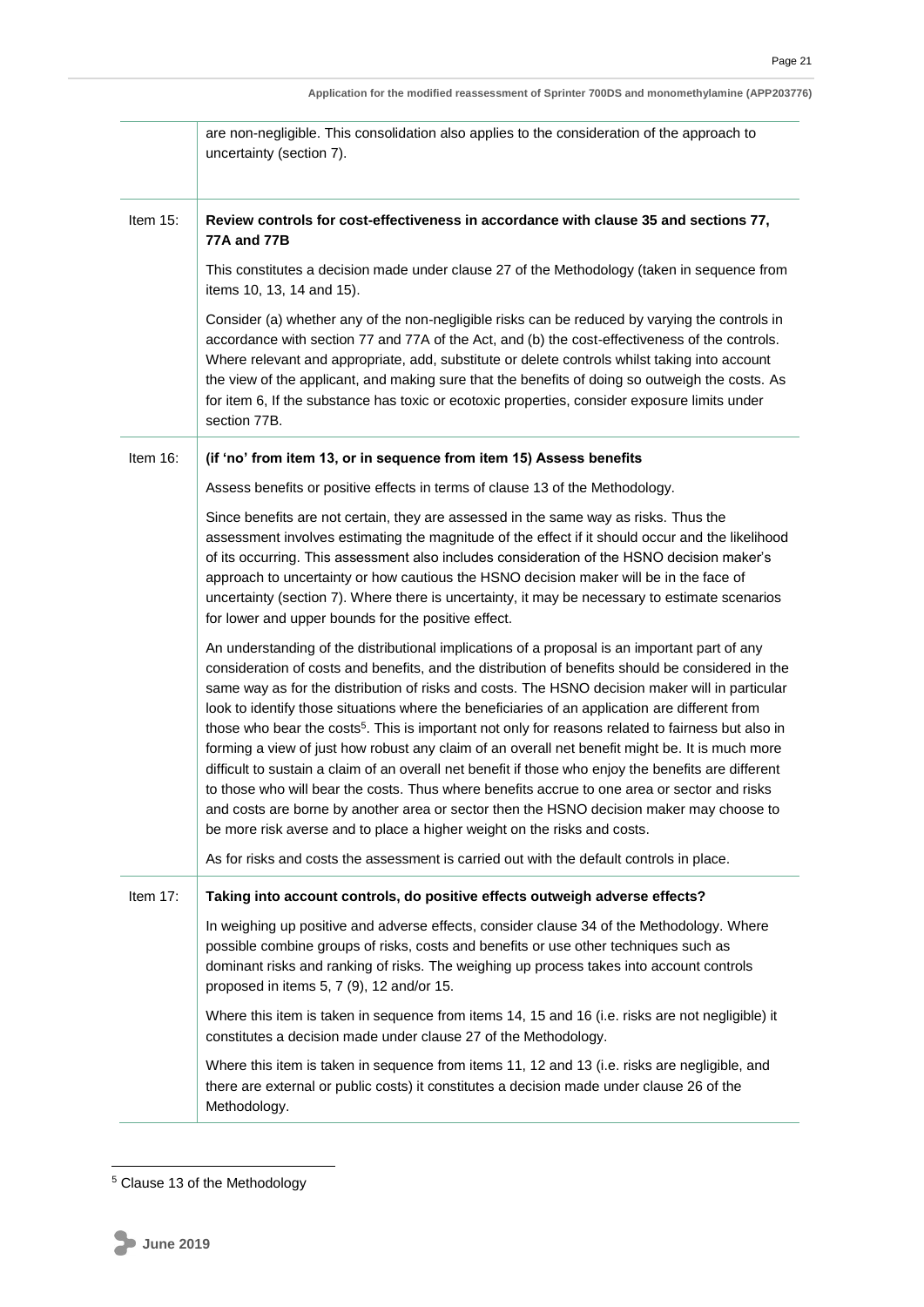| | |
|---|---|
| | are non-negligible. This consolidation also applies to the consideration of the approach to uncertainty (section 7). |
| Item 15: | **Review controls for cost-effectiveness in accordance with clause 35 and sections 77, 77A and 77B**<br><br>This constitutes a decision made under clause 27 of the Methodology (taken in sequence from items 10, 13, 14 and 15).<br><br>Consider (a) whether any of the non-negligible risks can be reduced by varying the controls in accordance with section 77 and 77A of the Act, and (b) the cost-effectiveness of the controls. Where relevant and appropriate, add, substitute or delete controls whilst taking into account the view of the applicant, and making sure that the benefits of doing so outweigh the costs. As for item 6, If the substance has toxic or ecotoxic properties, consider exposure limits under section 77B. |
| Item 16: | **(if 'no' from item 13, or in sequence from item 15) Assess benefits**<br><br>Assess benefits or positive effects in terms of clause 13 of the Methodology.<br><br>Since benefits are not certain, they are assessed in the same way as risks. Thus the assessment involves estimating the magnitude of the effect if it should occur and the likelihood of its occurring. This assessment also includes consideration of the HSNO decision maker's approach to uncertainty or how cautious the HSNO decision maker will be in the face of uncertainty (section 7). Where there is uncertainty, it may be necessary to estimate scenarios for lower and upper bounds for the positive effect.<br><br>An understanding of the distributional implications of a proposal is an important part of any consideration of costs and benefits, and the distribution of benefits should be considered in the same way as for the distribution of risks and costs. The HSNO decision maker will in particular look to identify those situations where the beneficiaries of an application are different from those who bear the costs[5]. This is important not only for reasons related to fairness but also in forming a view of just how robust any claim of an overall net benefit might be. It is much more difficult to sustain a claim of an overall net benefit if those who enjoy the benefits are different to those who will bear the costs. Thus where benefits accrue to one area or sector and risks and costs are borne by another area or sector then the HSNO decision maker may choose to be more risk averse and to place a higher weight on the risks and costs.<br><br>As for risks and costs the assessment is carried out with the default controls in place. |
| Item 17: | **Taking into account controls, do positive effects outweigh adverse effects?**<br><br>In weighing up positive and adverse effects, consider clause 34 of the Methodology. Where possible combine groups of risks, costs and benefits or use other techniques such as dominant risks and ranking of risks. The weighing up process takes into account controls proposed in items 5, 7 (9), 12 and/or 15.<br><br>Where this item is taken in sequence from items 14, 15 and 16 (i.e. risks are not negligible) it constitutes a decision made under clause 27 of the Methodology.<br><br>Where this item is taken in sequence from items 11, 12 and 13 (i.e. risks are negligible, and there are external or public costs) it constitutes a decision made under clause 26 of the Methodology. |

[5] Clause 13 of the Methodology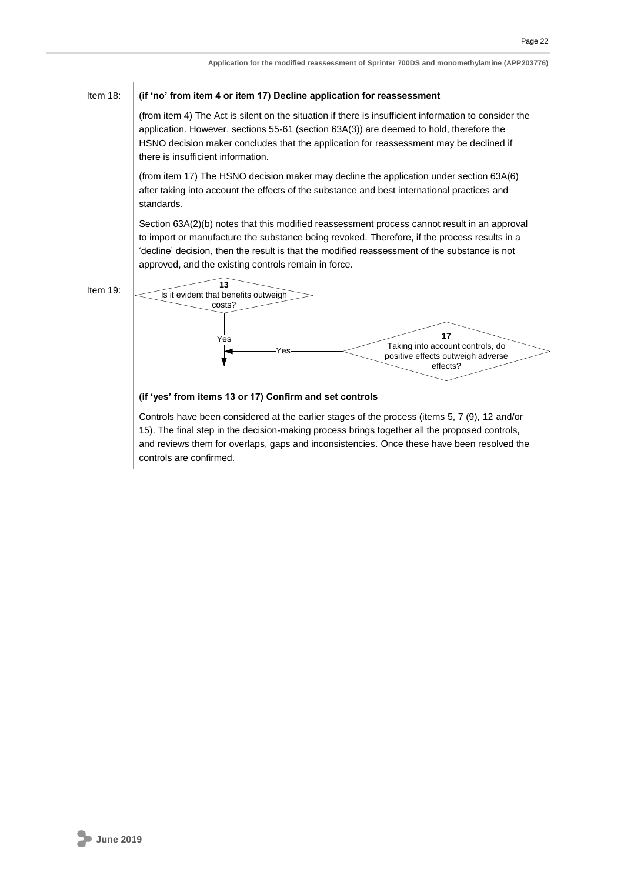| | |
|---|---|
| Item 18: | **(if 'no' from item 4 or item 17) Decline application for reassessment**<br><br>(from item 4) The Act is silent on the situation if there is insufficient information to consider the application. However, sections 55-61 (section 63A(3)) are deemed to hold, therefore the HSNO decision maker concludes that the application for reassessment may be declined if there is insufficient information.<br><br>(from item 17) The HSNO decision maker may decline the application under section 63A(6) after taking into account the effects of the substance and best international practices and standards.<br><br>Section 63A(2)(b) notes that this modified reassessment process cannot result in an approval to import or manufacture the substance being revoked. Therefore, if the process results in a 'decline' decision, then the result is that the modified reassessment of the substance is not approved, and the existing controls remain in force. |
| Item 19: | 13<br>Is it evident that benefits outweigh costs?<br>Yes<br>Yes<br>17<br>Taking into account controls, do positive effects outweigh adverse effects?<br><br>**(if 'yes' from items 13 or 17) Confirm and set controls**<br><br>Controls have been considered at the earlier stages of the process (items 5, 7 (9), 12 and/or 15). The final step in the decision-making process brings together all the proposed controls, and reviews them for overlaps, gaps and inconsistencies. Once these have been resolved the controls are confirmed. |